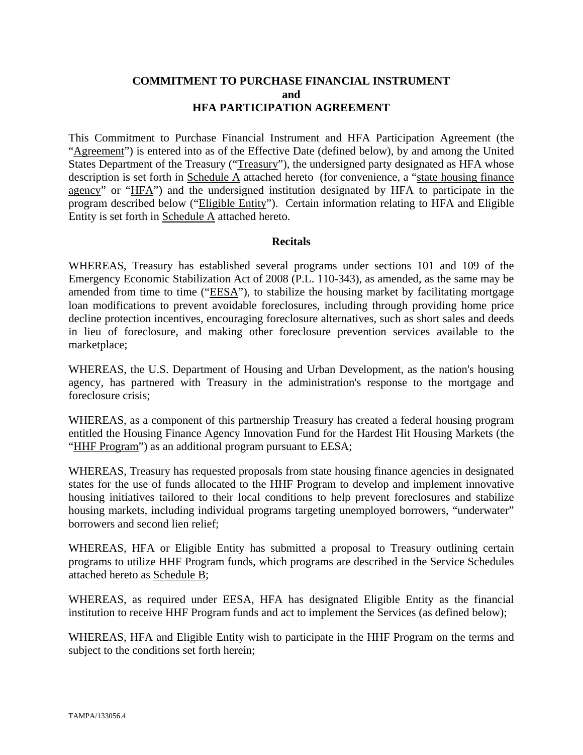**COMMITMENT TO PURCHASE FINANCIAL INSTRUMENT**
**and**
**HFA PARTICIPATION AGREEMENT**

This Commitment to Purchase Financial Instrument and HFA Participation Agreement (the "Agreement") is entered into as of the Effective Date (defined below), by and among the United States Department of the Treasury ("Treasury"), the undersigned party designated as HFA whose description is set forth in Schedule A attached hereto (for convenience, a "state housing finance agency" or "HFA") and the undersigned institution designated by HFA to participate in the program described below ("Eligible Entity"). Certain information relating to HFA and Eligible Entity is set forth in Schedule A attached hereto.

**Recitals**

WHEREAS, Treasury has established several programs under sections 101 and 109 of the Emergency Economic Stabilization Act of 2008 (P.L. 110-343), as amended, as the same may be amended from time to time ("EESA"), to stabilize the housing market by facilitating mortgage loan modifications to prevent avoidable foreclosures, including through providing home price decline protection incentives, encouraging foreclosure alternatives, such as short sales and deeds in lieu of foreclosure, and making other foreclosure prevention services available to the marketplace;

WHEREAS, the U.S. Department of Housing and Urban Development, as the nation's housing agency, has partnered with Treasury in the administration's response to the mortgage and foreclosure crisis;

WHEREAS, as a component of this partnership Treasury has created a federal housing program entitled the Housing Finance Agency Innovation Fund for the Hardest Hit Housing Markets (the "HHF Program") as an additional program pursuant to EESA;

WHEREAS, Treasury has requested proposals from state housing finance agencies in designated states for the use of funds allocated to the HHF Program to develop and implement innovative housing initiatives tailored to their local conditions to help prevent foreclosures and stabilize housing markets, including individual programs targeting unemployed borrowers, "underwater" borrowers and second lien relief;

WHEREAS, HFA or Eligible Entity has submitted a proposal to Treasury outlining certain programs to utilize HHF Program funds, which programs are described in the Service Schedules attached hereto as Schedule B;

WHEREAS, as required under EESA, HFA has designated Eligible Entity as the financial institution to receive HHF Program funds and act to implement the Services (as defined below);

WHEREAS, HFA and Eligible Entity wish to participate in the HHF Program on the terms and subject to the conditions set forth herein;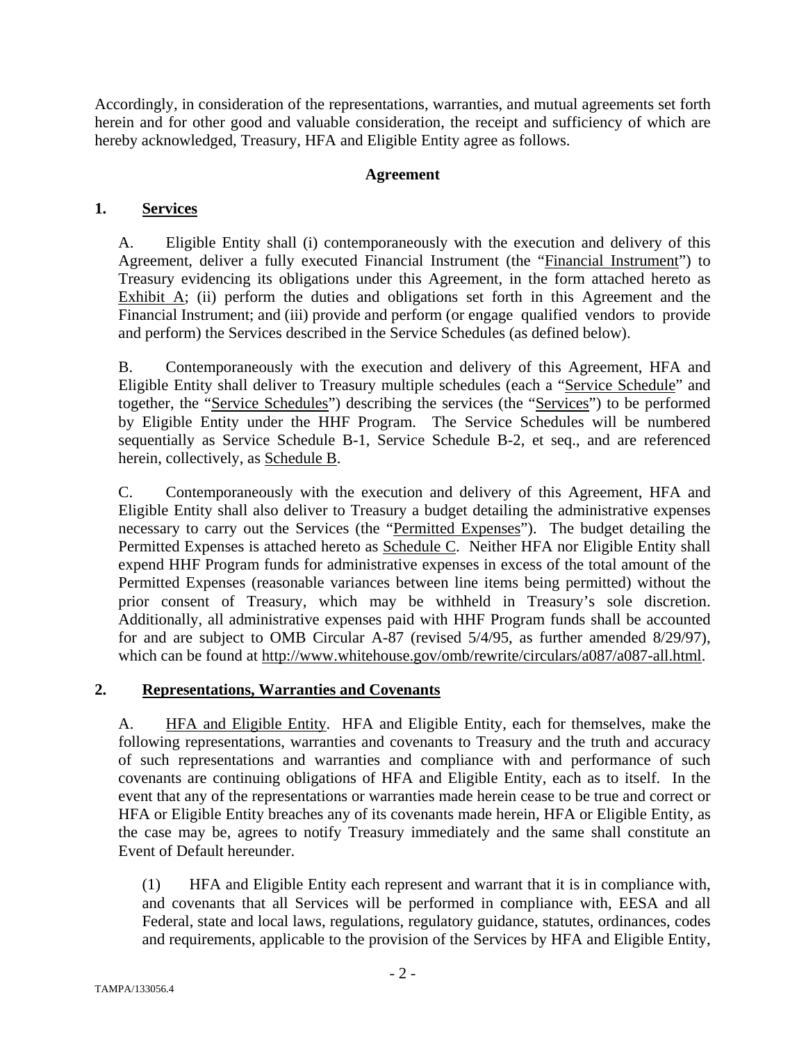Accordingly, in consideration of the representations, warranties, and mutual agreements set forth herein and for other good and valuable consideration, the receipt and sufficiency of which are hereby acknowledged, Treasury, HFA and Eligible Entity agree as follows.

**Agreement**

## 1. Services

A. Eligible Entity shall (i) contemporaneously with the execution and delivery of this Agreement, deliver a fully executed Financial Instrument (the "Financial Instrument") to Treasury evidencing its obligations under this Agreement, in the form attached hereto as Exhibit A; (ii) perform the duties and obligations set forth in this Agreement and the Financial Instrument; and (iii) provide and perform (or engage qualified vendors to provide and perform) the Services described in the Service Schedules (as defined below).

B. Contemporaneously with the execution and delivery of this Agreement, HFA and Eligible Entity shall deliver to Treasury multiple schedules (each a "Service Schedule" and together, the "Service Schedules") describing the services (the "Services") to be performed by Eligible Entity under the HHF Program. The Service Schedules will be numbered sequentially as Service Schedule B-1, Service Schedule B-2, et seq., and are referenced herein, collectively, as Schedule B.

C. Contemporaneously with the execution and delivery of this Agreement, HFA and Eligible Entity shall also deliver to Treasury a budget detailing the administrative expenses necessary to carry out the Services (the "Permitted Expenses"). The budget detailing the Permitted Expenses is attached hereto as Schedule C. Neither HFA nor Eligible Entity shall expend HHF Program funds for administrative expenses in excess of the total amount of the Permitted Expenses (reasonable variances between line items being permitted) without the prior consent of Treasury, which may be withheld in Treasury's sole discretion. Additionally, all administrative expenses paid with HHF Program funds shall be accounted for and are subject to OMB Circular A-87 (revised 5/4/95, as further amended 8/29/97), which can be found at http://www.whitehouse.gov/omb/rewrite/circulars/a087/a087-all.html.

## 2. Representations, Warranties and Covenants

A. HFA and Eligible Entity. HFA and Eligible Entity, each for themselves, make the following representations, warranties and covenants to Treasury and the truth and accuracy of such representations and warranties and compliance with and performance of such covenants are continuing obligations of HFA and Eligible Entity, each as to itself. In the event that any of the representations or warranties made herein cease to be true and correct or HFA or Eligible Entity breaches any of its covenants made herein, HFA or Eligible Entity, as the case may be, agrees to notify Treasury immediately and the same shall constitute an Event of Default hereunder.

(1) HFA and Eligible Entity each represent and warrant that it is in compliance with, and covenants that all Services will be performed in compliance with, EESA and all Federal, state and local laws, regulations, regulatory guidance, statutes, ordinances, codes and requirements, applicable to the provision of the Services by HFA and Eligible Entity,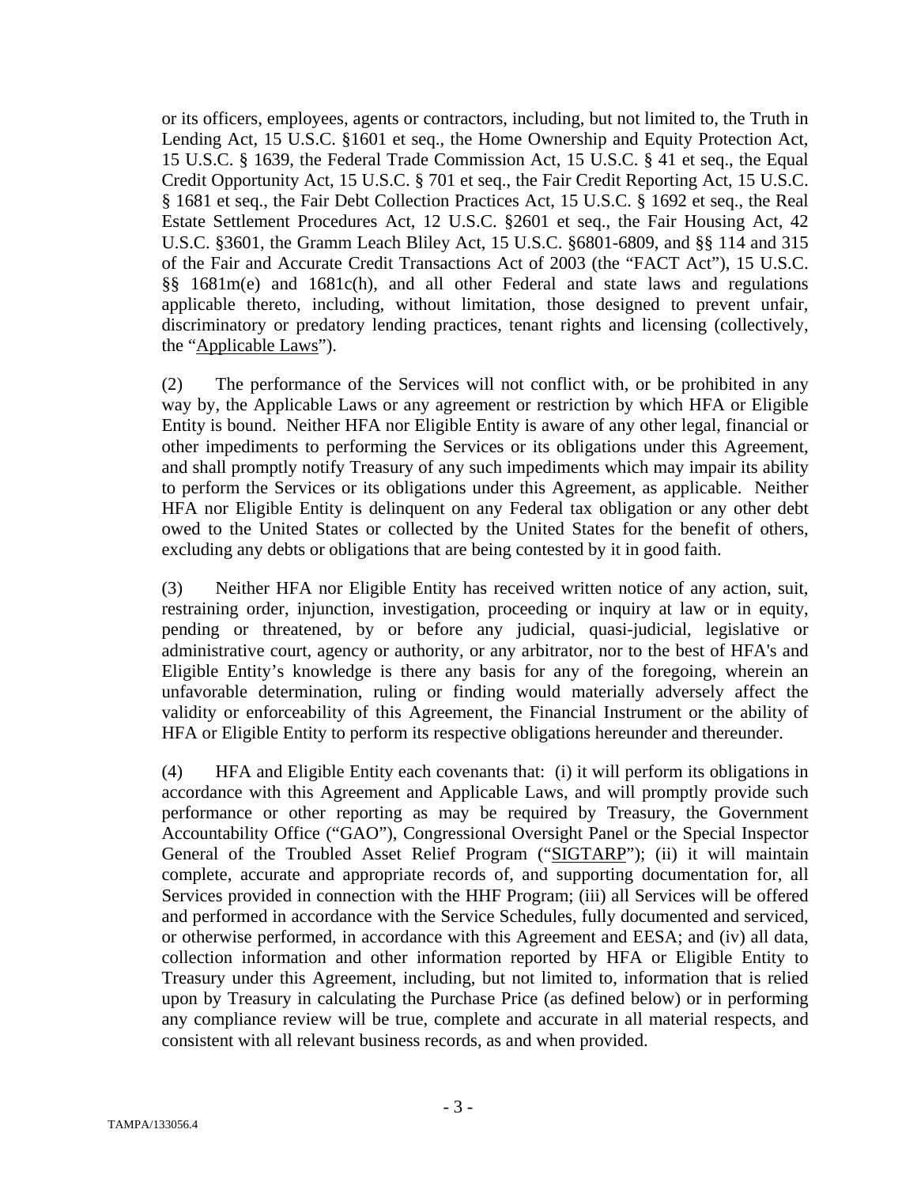or its officers, employees, agents or contractors, including, but not limited to, the Truth in Lending Act, 15 U.S.C. §1601 et seq., the Home Ownership and Equity Protection Act, 15 U.S.C. § 1639, the Federal Trade Commission Act, 15 U.S.C. § 41 et seq., the Equal Credit Opportunity Act, 15 U.S.C. § 701 et seq., the Fair Credit Reporting Act, 15 U.S.C. § 1681 et seq., the Fair Debt Collection Practices Act, 15 U.S.C. § 1692 et seq., the Real Estate Settlement Procedures Act, 12 U.S.C. §2601 et seq., the Fair Housing Act, 42 U.S.C. §3601, the Gramm Leach Bliley Act, 15 U.S.C. §6801-6809, and §§ 114 and 315 of the Fair and Accurate Credit Transactions Act of 2003 (the "FACT Act"), 15 U.S.C. §§ 1681m(e) and 1681c(h), and all other Federal and state laws and regulations applicable thereto, including, without limitation, those designed to prevent unfair, discriminatory or predatory lending practices, tenant rights and licensing (collectively, the "Applicable Laws").

(2) The performance of the Services will not conflict with, or be prohibited in any way by, the Applicable Laws or any agreement or restriction by which HFA or Eligible Entity is bound. Neither HFA nor Eligible Entity is aware of any other legal, financial or other impediments to performing the Services or its obligations under this Agreement, and shall promptly notify Treasury of any such impediments which may impair its ability to perform the Services or its obligations under this Agreement, as applicable. Neither HFA nor Eligible Entity is delinquent on any Federal tax obligation or any other debt owed to the United States or collected by the United States for the benefit of others, excluding any debts or obligations that are being contested by it in good faith.

(3) Neither HFA nor Eligible Entity has received written notice of any action, suit, restraining order, injunction, investigation, proceeding or inquiry at law or in equity, pending or threatened, by or before any judicial, quasi-judicial, legislative or administrative court, agency or authority, or any arbitrator, nor to the best of HFA's and Eligible Entity's knowledge is there any basis for any of the foregoing, wherein an unfavorable determination, ruling or finding would materially adversely affect the validity or enforceability of this Agreement, the Financial Instrument or the ability of HFA or Eligible Entity to perform its respective obligations hereunder and thereunder.

(4) HFA and Eligible Entity each covenants that: (i) it will perform its obligations in accordance with this Agreement and Applicable Laws, and will promptly provide such performance or other reporting as may be required by Treasury, the Government Accountability Office ("GAO"), Congressional Oversight Panel or the Special Inspector General of the Troubled Asset Relief Program ("SIGTARP"); (ii) it will maintain complete, accurate and appropriate records of, and supporting documentation for, all Services provided in connection with the HHF Program; (iii) all Services will be offered and performed in accordance with the Service Schedules, fully documented and serviced, or otherwise performed, in accordance with this Agreement and EESA; and (iv) all data, collection information and other information reported by HFA or Eligible Entity to Treasury under this Agreement, including, but not limited to, information that is relied upon by Treasury in calculating the Purchase Price (as defined below) or in performing any compliance review will be true, complete and accurate in all material respects, and consistent with all relevant business records, as and when provided.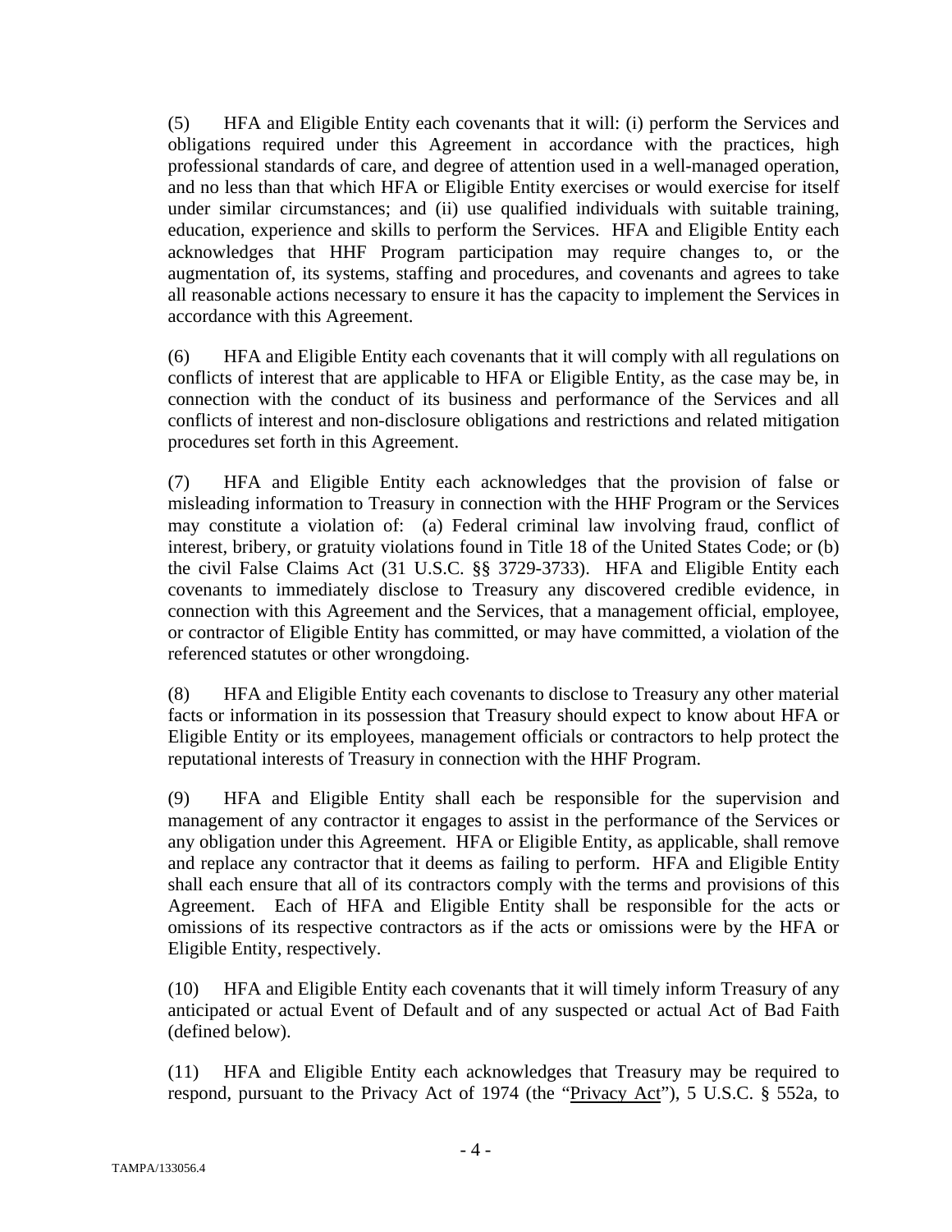(5) HFA and Eligible Entity each covenants that it will: (i) perform the Services and obligations required under this Agreement in accordance with the practices, high professional standards of care, and degree of attention used in a well-managed operation, and no less than that which HFA or Eligible Entity exercises or would exercise for itself under similar circumstances; and (ii) use qualified individuals with suitable training, education, experience and skills to perform the Services. HFA and Eligible Entity each acknowledges that HHF Program participation may require changes to, or the augmentation of, its systems, staffing and procedures, and covenants and agrees to take all reasonable actions necessary to ensure it has the capacity to implement the Services in accordance with this Agreement.

(6) HFA and Eligible Entity each covenants that it will comply with all regulations on conflicts of interest that are applicable to HFA or Eligible Entity, as the case may be, in connection with the conduct of its business and performance of the Services and all conflicts of interest and non-disclosure obligations and restrictions and related mitigation procedures set forth in this Agreement.

(7) HFA and Eligible Entity each acknowledges that the provision of false or misleading information to Treasury in connection with the HHF Program or the Services may constitute a violation of: (a) Federal criminal law involving fraud, conflict of interest, bribery, or gratuity violations found in Title 18 of the United States Code; or (b) the civil False Claims Act (31 U.S.C. §§ 3729-3733). HFA and Eligible Entity each covenants to immediately disclose to Treasury any discovered credible evidence, in connection with this Agreement and the Services, that a management official, employee, or contractor of Eligible Entity has committed, or may have committed, a violation of the referenced statutes or other wrongdoing.

(8) HFA and Eligible Entity each covenants to disclose to Treasury any other material facts or information in its possession that Treasury should expect to know about HFA or Eligible Entity or its employees, management officials or contractors to help protect the reputational interests of Treasury in connection with the HHF Program.

(9) HFA and Eligible Entity shall each be responsible for the supervision and management of any contractor it engages to assist in the performance of the Services or any obligation under this Agreement. HFA or Eligible Entity, as applicable, shall remove and replace any contractor that it deems as failing to perform. HFA and Eligible Entity shall each ensure that all of its contractors comply with the terms and provisions of this Agreement. Each of HFA and Eligible Entity shall be responsible for the acts or omissions of its respective contractors as if the acts or omissions were by the HFA or Eligible Entity, respectively.

(10) HFA and Eligible Entity each covenants that it will timely inform Treasury of any anticipated or actual Event of Default and of any suspected or actual Act of Bad Faith (defined below).

(11) HFA and Eligible Entity each acknowledges that Treasury may be required to respond, pursuant to the Privacy Act of 1974 (the "Privacy Act"), 5 U.S.C. § 552a, to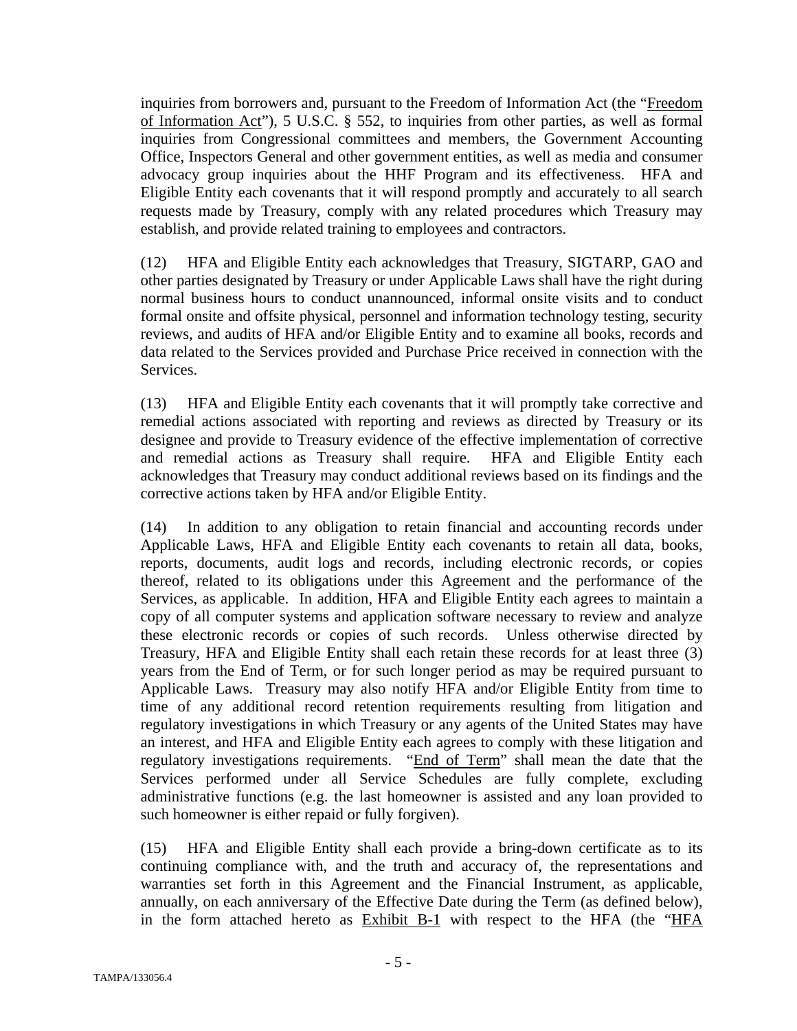inquiries from borrowers and, pursuant to the Freedom of Information Act (the "Freedom of Information Act"), 5 U.S.C. § 552, to inquiries from other parties, as well as formal inquiries from Congressional committees and members, the Government Accounting Office, Inspectors General and other government entities, as well as media and consumer advocacy group inquiries about the HHF Program and its effectiveness. HFA and Eligible Entity each covenants that it will respond promptly and accurately to all search requests made by Treasury, comply with any related procedures which Treasury may establish, and provide related training to employees and contractors.

(12) HFA and Eligible Entity each acknowledges that Treasury, SIGTARP, GAO and other parties designated by Treasury or under Applicable Laws shall have the right during normal business hours to conduct unannounced, informal onsite visits and to conduct formal onsite and offsite physical, personnel and information technology testing, security reviews, and audits of HFA and/or Eligible Entity and to examine all books, records and data related to the Services provided and Purchase Price received in connection with the Services.

(13) HFA and Eligible Entity each covenants that it will promptly take corrective and remedial actions associated with reporting and reviews as directed by Treasury or its designee and provide to Treasury evidence of the effective implementation of corrective and remedial actions as Treasury shall require. HFA and Eligible Entity each acknowledges that Treasury may conduct additional reviews based on its findings and the corrective actions taken by HFA and/or Eligible Entity.

(14) In addition to any obligation to retain financial and accounting records under Applicable Laws, HFA and Eligible Entity each covenants to retain all data, books, reports, documents, audit logs and records, including electronic records, or copies thereof, related to its obligations under this Agreement and the performance of the Services, as applicable. In addition, HFA and Eligible Entity each agrees to maintain a copy of all computer systems and application software necessary to review and analyze these electronic records or copies of such records. Unless otherwise directed by Treasury, HFA and Eligible Entity shall each retain these records for at least three (3) years from the End of Term, or for such longer period as may be required pursuant to Applicable Laws. Treasury may also notify HFA and/or Eligible Entity from time to time of any additional record retention requirements resulting from litigation and regulatory investigations in which Treasury or any agents of the United States may have an interest, and HFA and Eligible Entity each agrees to comply with these litigation and regulatory investigations requirements. "End of Term" shall mean the date that the Services performed under all Service Schedules are fully complete, excluding administrative functions (e.g. the last homeowner is assisted and any loan provided to such homeowner is either repaid or fully forgiven).

(15) HFA and Eligible Entity shall each provide a bring-down certificate as to its continuing compliance with, and the truth and accuracy of, the representations and warranties set forth in this Agreement and the Financial Instrument, as applicable, annually, on each anniversary of the Effective Date during the Term (as defined below), in the form attached hereto as Exhibit B-1 with respect to the HFA (the "HFA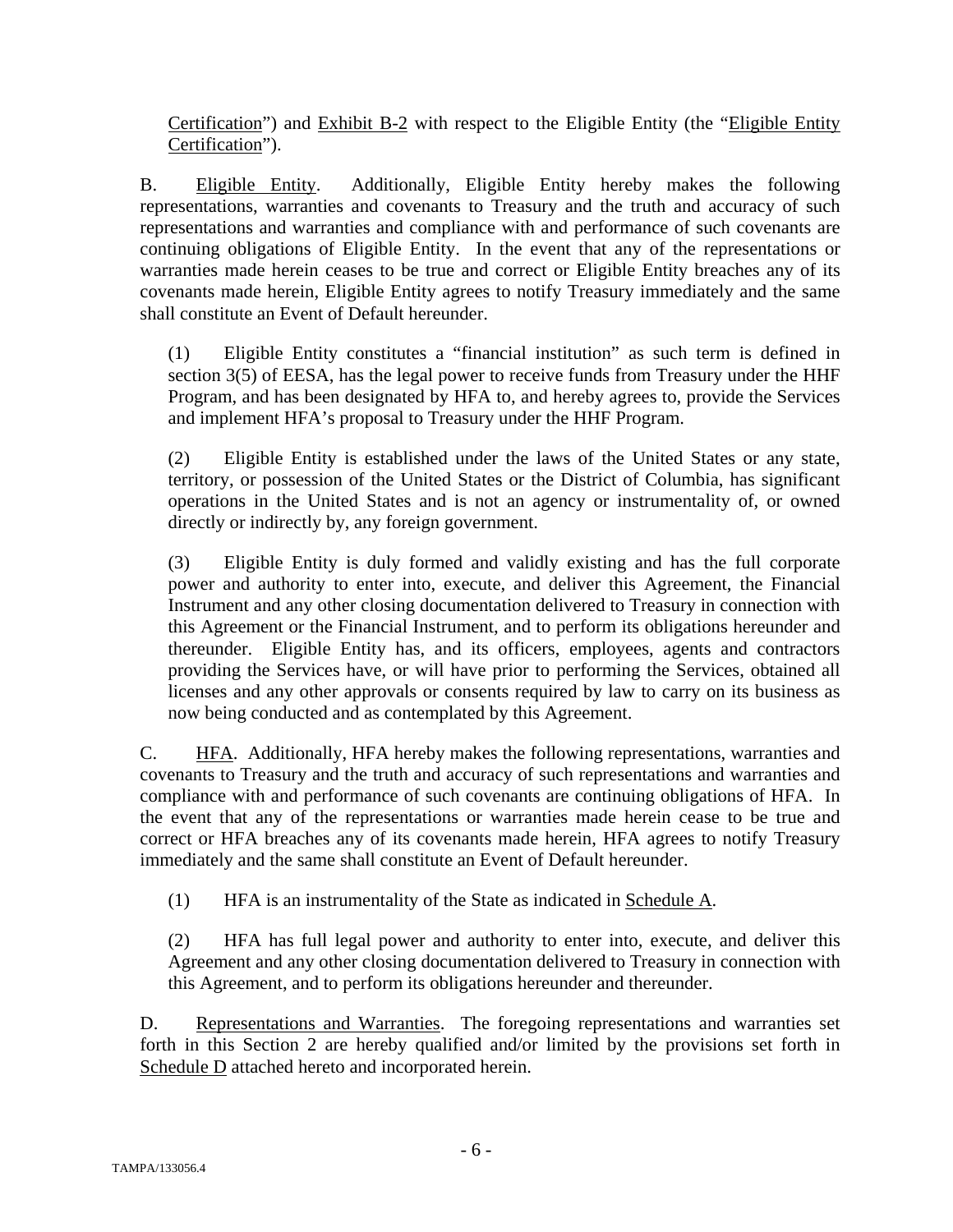Certification") and Exhibit B-2 with respect to the Eligible Entity (the "Eligible Entity Certification").

B. Eligible Entity. Additionally, Eligible Entity hereby makes the following representations, warranties and covenants to Treasury and the truth and accuracy of such representations and warranties and compliance with and performance of such covenants are continuing obligations of Eligible Entity. In the event that any of the representations or warranties made herein ceases to be true and correct or Eligible Entity breaches any of its covenants made herein, Eligible Entity agrees to notify Treasury immediately and the same shall constitute an Event of Default hereunder.

(1) Eligible Entity constitutes a "financial institution" as such term is defined in section 3(5) of EESA, has the legal power to receive funds from Treasury under the HHF Program, and has been designated by HFA to, and hereby agrees to, provide the Services and implement HFA's proposal to Treasury under the HHF Program.

(2) Eligible Entity is established under the laws of the United States or any state, territory, or possession of the United States or the District of Columbia, has significant operations in the United States and is not an agency or instrumentality of, or owned directly or indirectly by, any foreign government.

(3) Eligible Entity is duly formed and validly existing and has the full corporate power and authority to enter into, execute, and deliver this Agreement, the Financial Instrument and any other closing documentation delivered to Treasury in connection with this Agreement or the Financial Instrument, and to perform its obligations hereunder and thereunder. Eligible Entity has, and its officers, employees, agents and contractors providing the Services have, or will have prior to performing the Services, obtained all licenses and any other approvals or consents required by law to carry on its business as now being conducted and as contemplated by this Agreement.

C. HFA. Additionally, HFA hereby makes the following representations, warranties and covenants to Treasury and the truth and accuracy of such representations and warranties and compliance with and performance of such covenants are continuing obligations of HFA. In the event that any of the representations or warranties made herein cease to be true and correct or HFA breaches any of its covenants made herein, HFA agrees to notify Treasury immediately and the same shall constitute an Event of Default hereunder.

(1) HFA is an instrumentality of the State as indicated in Schedule A.

(2) HFA has full legal power and authority to enter into, execute, and deliver this Agreement and any other closing documentation delivered to Treasury in connection with this Agreement, and to perform its obligations hereunder and thereunder.

D. Representations and Warranties. The foregoing representations and warranties set forth in this Section 2 are hereby qualified and/or limited by the provisions set forth in Schedule D attached hereto and incorporated herein.

TAMPA/133056.4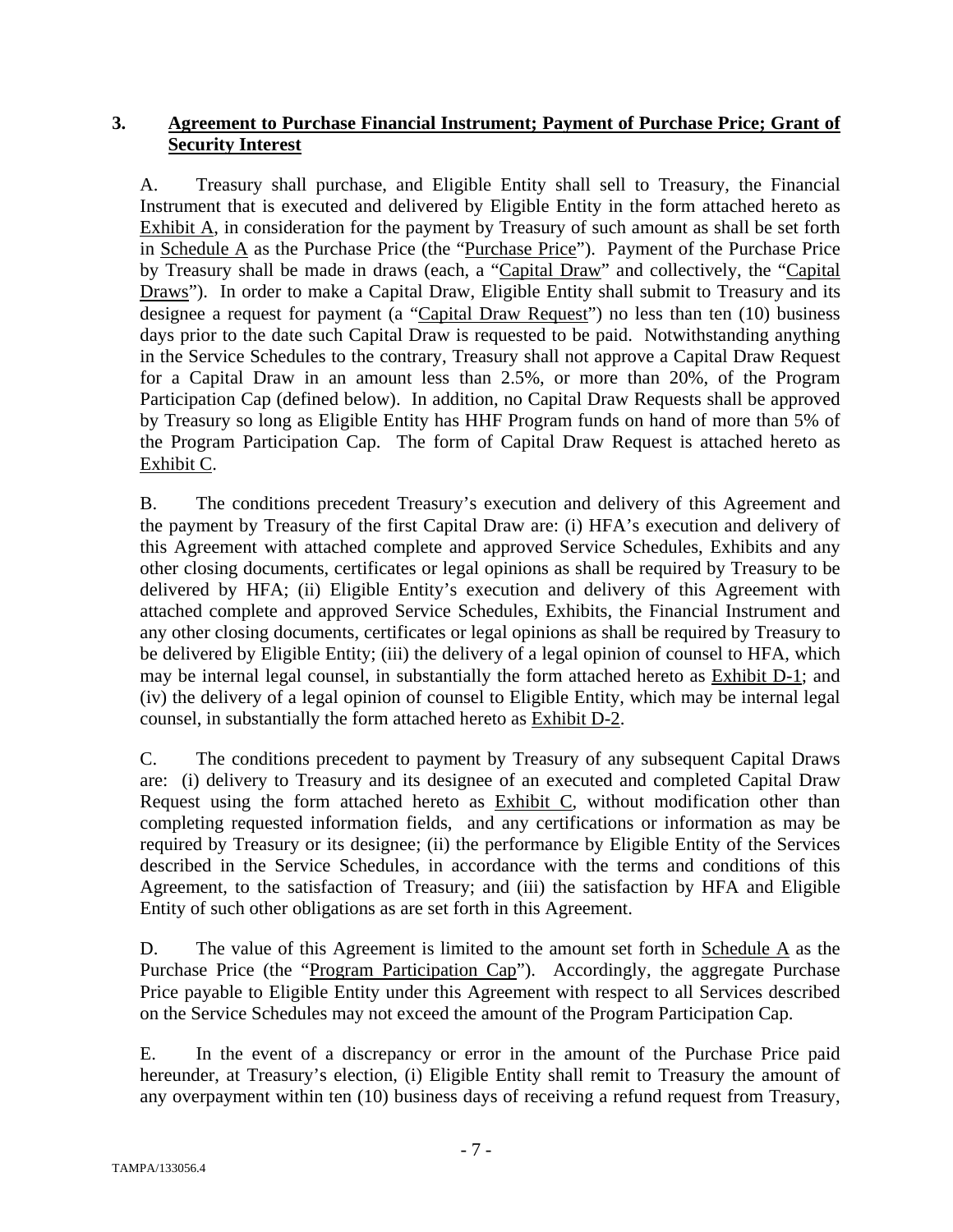**3. Agreement to Purchase Financial Instrument; Payment of Purchase Price; Grant of Security Interest**

A. Treasury shall purchase, and Eligible Entity shall sell to Treasury, the Financial Instrument that is executed and delivered by Eligible Entity in the form attached hereto as Exhibit A, in consideration for the payment by Treasury of such amount as shall be set forth in Schedule A as the Purchase Price (the "Purchase Price"). Payment of the Purchase Price by Treasury shall be made in draws (each, a "Capital Draw" and collectively, the "Capital Draws"). In order to make a Capital Draw, Eligible Entity shall submit to Treasury and its designee a request for payment (a "Capital Draw Request") no less than ten (10) business days prior to the date such Capital Draw is requested to be paid. Notwithstanding anything in the Service Schedules to the contrary, Treasury shall not approve a Capital Draw Request for a Capital Draw in an amount less than 2.5%, or more than 20%, of the Program Participation Cap (defined below). In addition, no Capital Draw Requests shall be approved by Treasury so long as Eligible Entity has HHF Program funds on hand of more than 5% of the Program Participation Cap. The form of Capital Draw Request is attached hereto as Exhibit C.

B. The conditions precedent Treasury's execution and delivery of this Agreement and the payment by Treasury of the first Capital Draw are: (i) HFA's execution and delivery of this Agreement with attached complete and approved Service Schedules, Exhibits and any other closing documents, certificates or legal opinions as shall be required by Treasury to be delivered by HFA; (ii) Eligible Entity's execution and delivery of this Agreement with attached complete and approved Service Schedules, Exhibits, the Financial Instrument and any other closing documents, certificates or legal opinions as shall be required by Treasury to be delivered by Eligible Entity; (iii) the delivery of a legal opinion of counsel to HFA, which may be internal legal counsel, in substantially the form attached hereto as Exhibit D-1; and (iv) the delivery of a legal opinion of counsel to Eligible Entity, which may be internal legal counsel, in substantially the form attached hereto as Exhibit D-2.

C. The conditions precedent to payment by Treasury of any subsequent Capital Draws are: (i) delivery to Treasury and its designee of an executed and completed Capital Draw Request using the form attached hereto as Exhibit C, without modification other than completing requested information fields, and any certifications or information as may be required by Treasury or its designee; (ii) the performance by Eligible Entity of the Services described in the Service Schedules, in accordance with the terms and conditions of this Agreement, to the satisfaction of Treasury; and (iii) the satisfaction by HFA and Eligible Entity of such other obligations as are set forth in this Agreement.

D. The value of this Agreement is limited to the amount set forth in Schedule A as the Purchase Price (the "Program Participation Cap"). Accordingly, the aggregate Purchase Price payable to Eligible Entity under this Agreement with respect to all Services described on the Service Schedules may not exceed the amount of the Program Participation Cap.

E. In the event of a discrepancy or error in the amount of the Purchase Price paid hereunder, at Treasury's election, (i) Eligible Entity shall remit to Treasury the amount of any overpayment within ten (10) business days of receiving a refund request from Treasury,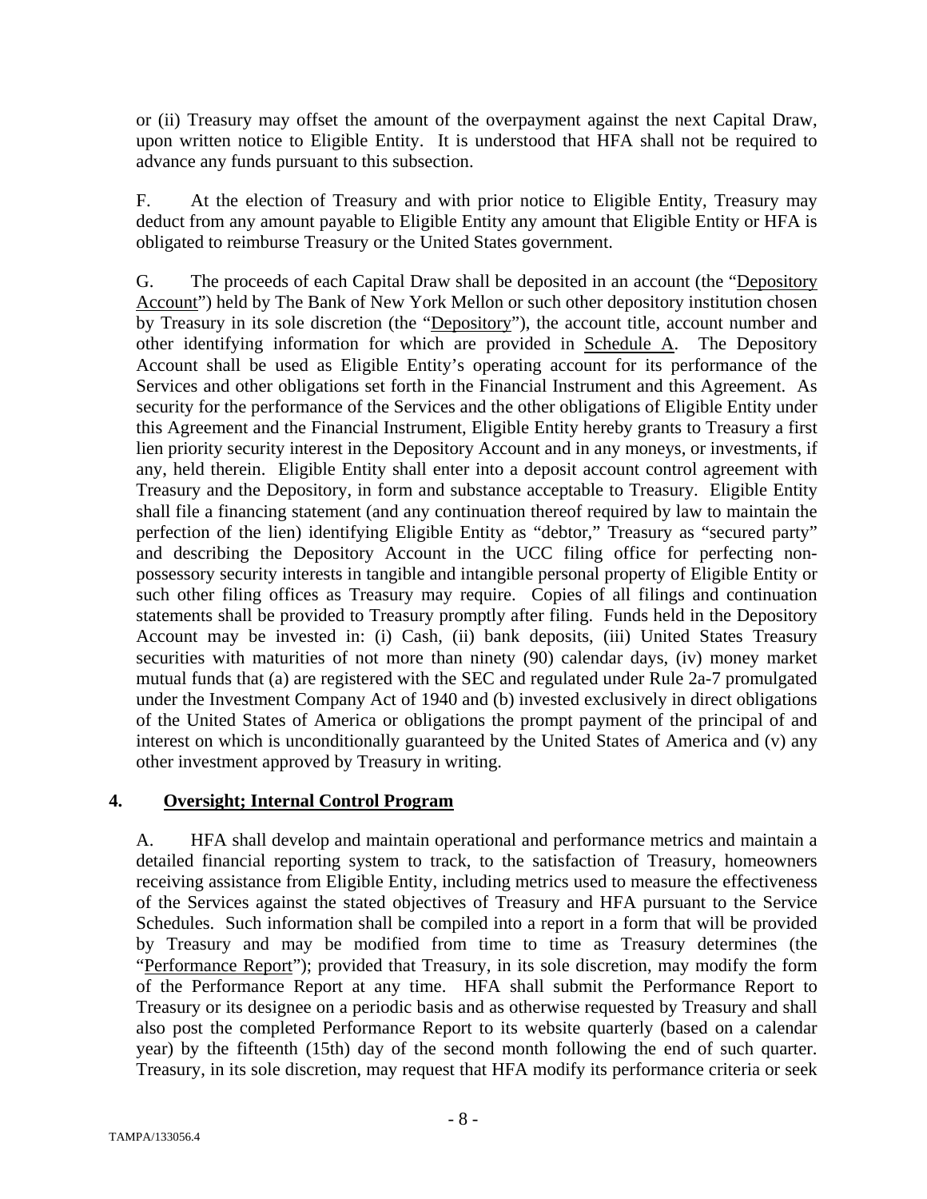or (ii) Treasury may offset the amount of the overpayment against the next Capital Draw, upon written notice to Eligible Entity. It is understood that HFA shall not be required to advance any funds pursuant to this subsection.

F. At the election of Treasury and with prior notice to Eligible Entity, Treasury may deduct from any amount payable to Eligible Entity any amount that Eligible Entity or HFA is obligated to reimburse Treasury or the United States government.

G. The proceeds of each Capital Draw shall be deposited in an account (the "Depository Account") held by The Bank of New York Mellon or such other depository institution chosen by Treasury in its sole discretion (the "Depository"), the account title, account number and other identifying information for which are provided in Schedule A. The Depository Account shall be used as Eligible Entity's operating account for its performance of the Services and other obligations set forth in the Financial Instrument and this Agreement. As security for the performance of the Services and the other obligations of Eligible Entity under this Agreement and the Financial Instrument, Eligible Entity hereby grants to Treasury a first lien priority security interest in the Depository Account and in any moneys, or investments, if any, held therein. Eligible Entity shall enter into a deposit account control agreement with Treasury and the Depository, in form and substance acceptable to Treasury. Eligible Entity shall file a financing statement (and any continuation thereof required by law to maintain the perfection of the lien) identifying Eligible Entity as "debtor," Treasury as "secured party" and describing the Depository Account in the UCC filing office for perfecting non-possessory security interests in tangible and intangible personal property of Eligible Entity or such other filing offices as Treasury may require. Copies of all filings and continuation statements shall be provided to Treasury promptly after filing. Funds held in the Depository Account may be invested in: (i) Cash, (ii) bank deposits, (iii) United States Treasury securities with maturities of not more than ninety (90) calendar days, (iv) money market mutual funds that (a) are registered with the SEC and regulated under Rule 2a-7 promulgated under the Investment Company Act of 1940 and (b) invested exclusively in direct obligations of the United States of America or obligations the prompt payment of the principal of and interest on which is unconditionally guaranteed by the United States of America and (v) any other investment approved by Treasury in writing.

## 4. Oversight; Internal Control Program

A. HFA shall develop and maintain operational and performance metrics and maintain a detailed financial reporting system to track, to the satisfaction of Treasury, homeowners receiving assistance from Eligible Entity, including metrics used to measure the effectiveness of the Services against the stated objectives of Treasury and HFA pursuant to the Service Schedules. Such information shall be compiled into a report in a form that will be provided by Treasury and may be modified from time to time as Treasury determines (the "Performance Report"); provided that Treasury, in its sole discretion, may modify the form of the Performance Report at any time. HFA shall submit the Performance Report to Treasury or its designee on a periodic basis and as otherwise requested by Treasury and shall also post the completed Performance Report to its website quarterly (based on a calendar year) by the fifteenth (15th) day of the second month following the end of such quarter. Treasury, in its sole discretion, may request that HFA modify its performance criteria or seek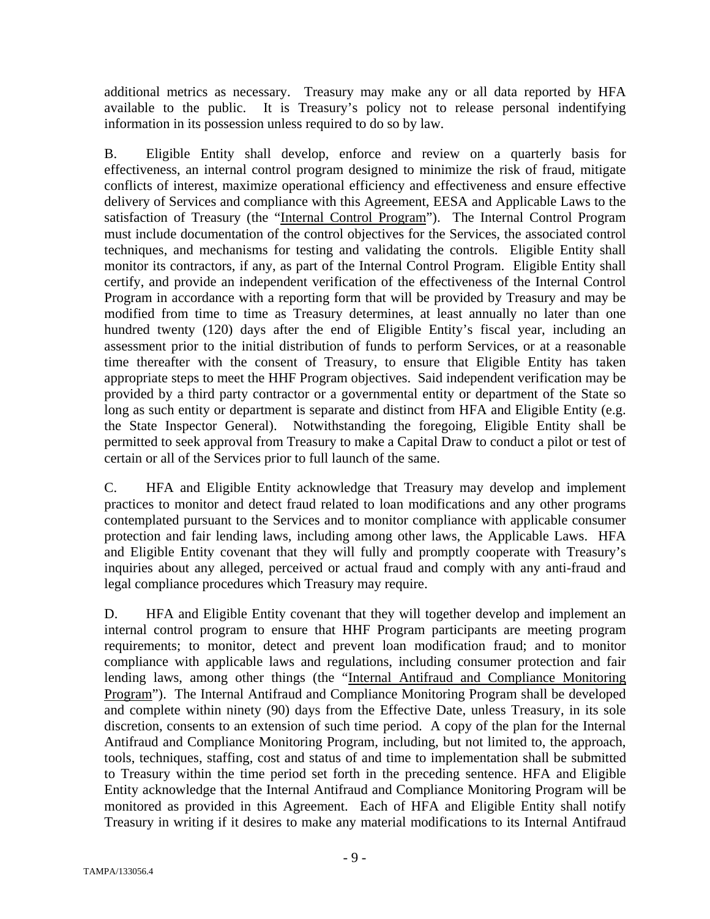additional metrics as necessary. Treasury may make any or all data reported by HFA available to the public. It is Treasury's policy not to release personal indentifying information in its possession unless required to do so by law.

B. Eligible Entity shall develop, enforce and review on a quarterly basis for effectiveness, an internal control program designed to minimize the risk of fraud, mitigate conflicts of interest, maximize operational efficiency and effectiveness and ensure effective delivery of Services and compliance with this Agreement, EESA and Applicable Laws to the satisfaction of Treasury (the "Internal Control Program"). The Internal Control Program must include documentation of the control objectives for the Services, the associated control techniques, and mechanisms for testing and validating the controls. Eligible Entity shall monitor its contractors, if any, as part of the Internal Control Program. Eligible Entity shall certify, and provide an independent verification of the effectiveness of the Internal Control Program in accordance with a reporting form that will be provided by Treasury and may be modified from time to time as Treasury determines, at least annually no later than one hundred twenty (120) days after the end of Eligible Entity's fiscal year, including an assessment prior to the initial distribution of funds to perform Services, or at a reasonable time thereafter with the consent of Treasury, to ensure that Eligible Entity has taken appropriate steps to meet the HHF Program objectives. Said independent verification may be provided by a third party contractor or a governmental entity or department of the State so long as such entity or department is separate and distinct from HFA and Eligible Entity (e.g. the State Inspector General). Notwithstanding the foregoing, Eligible Entity shall be permitted to seek approval from Treasury to make a Capital Draw to conduct a pilot or test of certain or all of the Services prior to full launch of the same.

C. HFA and Eligible Entity acknowledge that Treasury may develop and implement practices to monitor and detect fraud related to loan modifications and any other programs contemplated pursuant to the Services and to monitor compliance with applicable consumer protection and fair lending laws, including among other laws, the Applicable Laws. HFA and Eligible Entity covenant that they will fully and promptly cooperate with Treasury's inquiries about any alleged, perceived or actual fraud and comply with any anti-fraud and legal compliance procedures which Treasury may require.

D. HFA and Eligible Entity covenant that they will together develop and implement an internal control program to ensure that HHF Program participants are meeting program requirements; to monitor, detect and prevent loan modification fraud; and to monitor compliance with applicable laws and regulations, including consumer protection and fair lending laws, among other things (the "Internal Antifraud and Compliance Monitoring Program"). The Internal Antifraud and Compliance Monitoring Program shall be developed and complete within ninety (90) days from the Effective Date, unless Treasury, in its sole discretion, consents to an extension of such time period. A copy of the plan for the Internal Antifraud and Compliance Monitoring Program, including, but not limited to, the approach, tools, techniques, staffing, cost and status of and time to implementation shall be submitted to Treasury within the time period set forth in the preceding sentence. HFA and Eligible Entity acknowledge that the Internal Antifraud and Compliance Monitoring Program will be monitored as provided in this Agreement. Each of HFA and Eligible Entity shall notify Treasury in writing if it desires to make any material modifications to its Internal Antifraud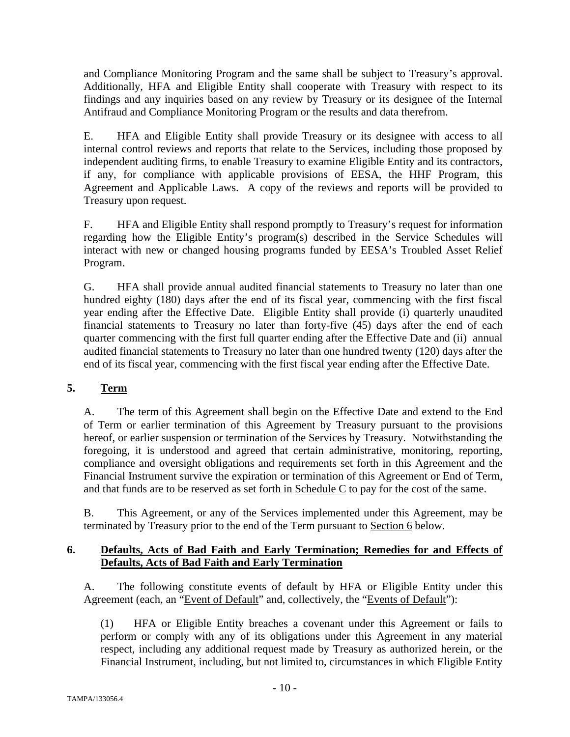and Compliance Monitoring Program and the same shall be subject to Treasury's approval. Additionally, HFA and Eligible Entity shall cooperate with Treasury with respect to its findings and any inquiries based on any review by Treasury or its designee of the Internal Antifraud and Compliance Monitoring Program or the results and data therefrom.

E. HFA and Eligible Entity shall provide Treasury or its designee with access to all internal control reviews and reports that relate to the Services, including those proposed by independent auditing firms, to enable Treasury to examine Eligible Entity and its contractors, if any, for compliance with applicable provisions of EESA, the HHF Program, this Agreement and Applicable Laws. A copy of the reviews and reports will be provided to Treasury upon request.

F. HFA and Eligible Entity shall respond promptly to Treasury's request for information regarding how the Eligible Entity's program(s) described in the Service Schedules will interact with new or changed housing programs funded by EESA's Troubled Asset Relief Program.

G. HFA shall provide annual audited financial statements to Treasury no later than one hundred eighty (180) days after the end of its fiscal year, commencing with the first fiscal year ending after the Effective Date. Eligible Entity shall provide (i) quarterly unaudited financial statements to Treasury no later than forty-five (45) days after the end of each quarter commencing with the first full quarter ending after the Effective Date and (ii) annual audited financial statements to Treasury no later than one hundred twenty (120) days after the end of its fiscal year, commencing with the first fiscal year ending after the Effective Date.

## 5. Term

A. The term of this Agreement shall begin on the Effective Date and extend to the End of Term or earlier termination of this Agreement by Treasury pursuant to the provisions hereof, or earlier suspension or termination of the Services by Treasury. Notwithstanding the foregoing, it is understood and agreed that certain administrative, monitoring, reporting, compliance and oversight obligations and requirements set forth in this Agreement and the Financial Instrument survive the expiration or termination of this Agreement or End of Term, and that funds are to be reserved as set forth in Schedule C to pay for the cost of the same.

B. This Agreement, or any of the Services implemented under this Agreement, may be terminated by Treasury prior to the end of the Term pursuant to Section 6 below.

## 6. Defaults, Acts of Bad Faith and Early Termination; Remedies for and Effects of Defaults, Acts of Bad Faith and Early Termination

A. The following constitute events of default by HFA or Eligible Entity under this Agreement (each, an "Event of Default" and, collectively, the "Events of Default"):

(1) HFA or Eligible Entity breaches a covenant under this Agreement or fails to perform or comply with any of its obligations under this Agreement in any material respect, including any additional request made by Treasury as authorized herein, or the Financial Instrument, including, but not limited to, circumstances in which Eligible Entity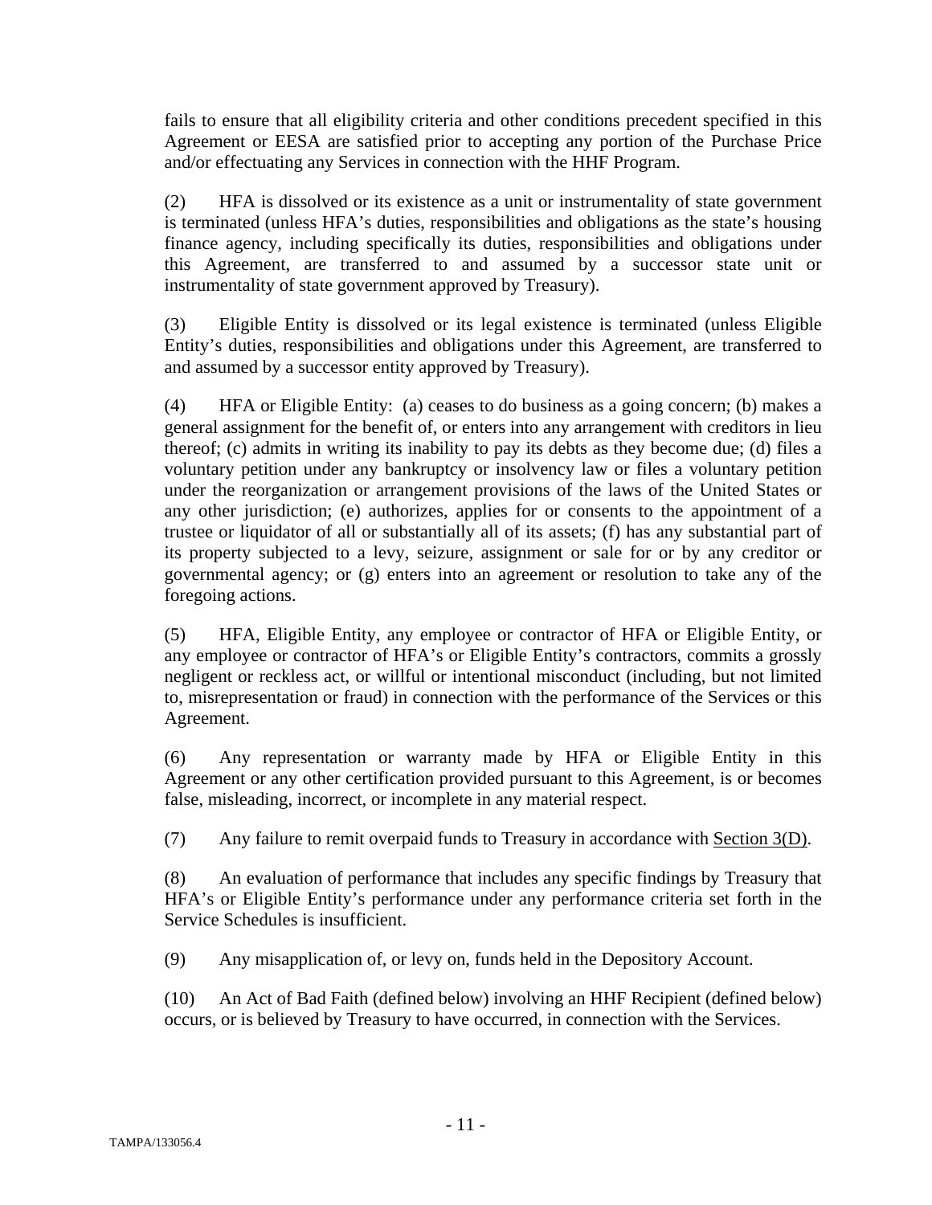fails to ensure that all eligibility criteria and other conditions precedent specified in this Agreement or EESA are satisfied prior to accepting any portion of the Purchase Price and/or effectuating any Services in connection with the HHF Program.

(2) HFA is dissolved or its existence as a unit or instrumentality of state government is terminated (unless HFA's duties, responsibilities and obligations as the state's housing finance agency, including specifically its duties, responsibilities and obligations under this Agreement, are transferred to and assumed by a successor state unit or instrumentality of state government approved by Treasury).

(3) Eligible Entity is dissolved or its legal existence is terminated (unless Eligible Entity's duties, responsibilities and obligations under this Agreement, are transferred to and assumed by a successor entity approved by Treasury).

(4) HFA or Eligible Entity: (a) ceases to do business as a going concern; (b) makes a general assignment for the benefit of, or enters into any arrangement with creditors in lieu thereof; (c) admits in writing its inability to pay its debts as they become due; (d) files a voluntary petition under any bankruptcy or insolvency law or files a voluntary petition under the reorganization or arrangement provisions of the laws of the United States or any other jurisdiction; (e) authorizes, applies for or consents to the appointment of a trustee or liquidator of all or substantially all of its assets; (f) has any substantial part of its property subjected to a levy, seizure, assignment or sale for or by any creditor or governmental agency; or (g) enters into an agreement or resolution to take any of the foregoing actions.

(5) HFA, Eligible Entity, any employee or contractor of HFA or Eligible Entity, or any employee or contractor of HFA's or Eligible Entity's contractors, commits a grossly negligent or reckless act, or willful or intentional misconduct (including, but not limited to, misrepresentation or fraud) in connection with the performance of the Services or this Agreement.

(6) Any representation or warranty made by HFA or Eligible Entity in this Agreement or any other certification provided pursuant to this Agreement, is or becomes false, misleading, incorrect, or incomplete in any material respect.

(7) Any failure to remit overpaid funds to Treasury in accordance with Section 3(D).

(8) An evaluation of performance that includes any specific findings by Treasury that HFA's or Eligible Entity's performance under any performance criteria set forth in the Service Schedules is insufficient.

(9) Any misapplication of, or levy on, funds held in the Depository Account.

(10) An Act of Bad Faith (defined below) involving an HHF Recipient (defined below) occurs, or is believed by Treasury to have occurred, in connection with the Services.

TAMPA/133056.4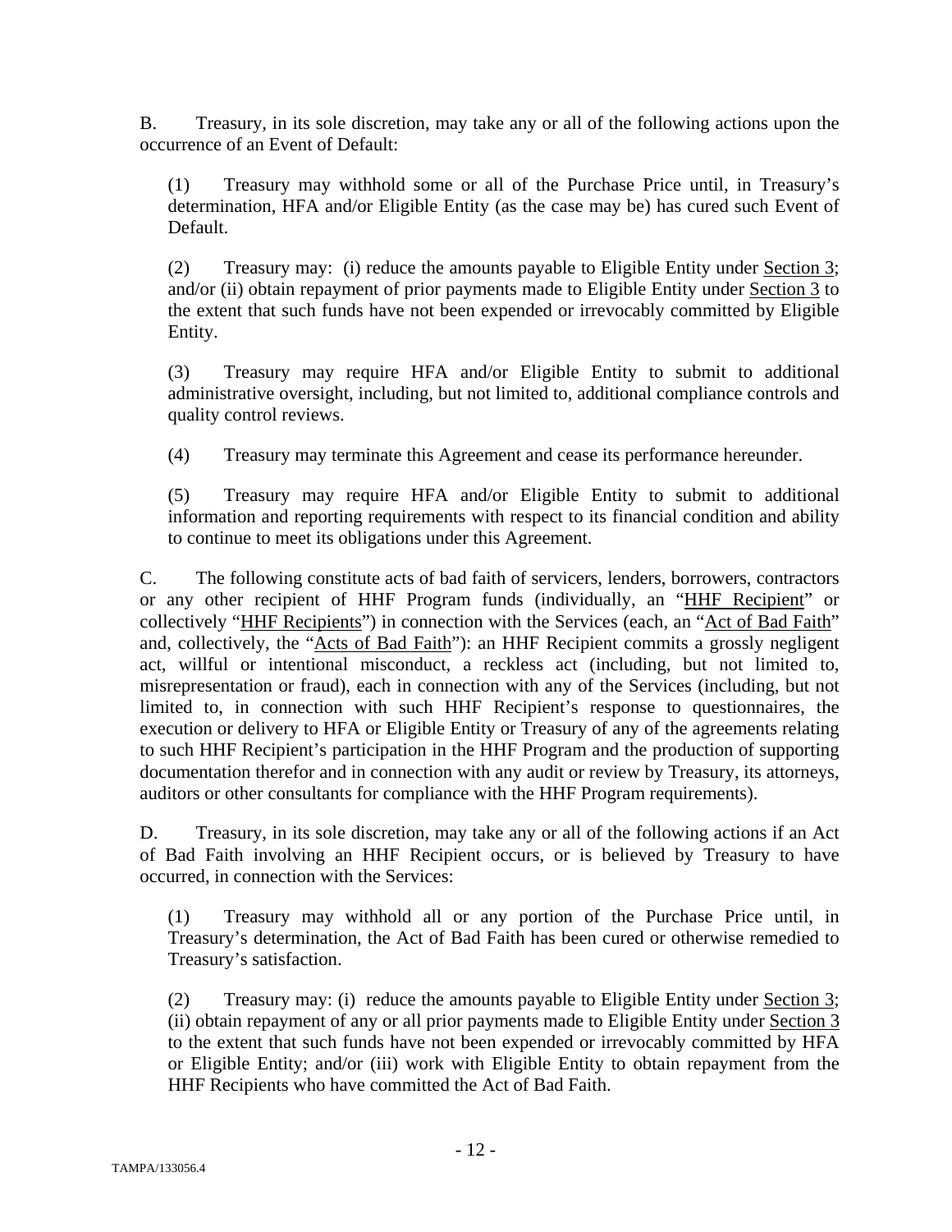B. Treasury, in its sole discretion, may take any or all of the following actions upon the occurrence of an Event of Default:

(1) Treasury may withhold some or all of the Purchase Price until, in Treasury's determination, HFA and/or Eligible Entity (as the case may be) has cured such Event of Default.

(2) Treasury may: (i) reduce the amounts payable to Eligible Entity under Section 3; and/or (ii) obtain repayment of prior payments made to Eligible Entity under Section 3 to the extent that such funds have not been expended or irrevocably committed by Eligible Entity.

(3) Treasury may require HFA and/or Eligible Entity to submit to additional administrative oversight, including, but not limited to, additional compliance controls and quality control reviews.

(4) Treasury may terminate this Agreement and cease its performance hereunder.

(5) Treasury may require HFA and/or Eligible Entity to submit to additional information and reporting requirements with respect to its financial condition and ability to continue to meet its obligations under this Agreement.

C. The following constitute acts of bad faith of servicers, lenders, borrowers, contractors or any other recipient of HHF Program funds (individually, an "HHF Recipient" or collectively "HHF Recipients") in connection with the Services (each, an "Act of Bad Faith" and, collectively, the "Acts of Bad Faith"): an HHF Recipient commits a grossly negligent act, willful or intentional misconduct, a reckless act (including, but not limited to, misrepresentation or fraud), each in connection with any of the Services (including, but not limited to, in connection with such HHF Recipient's response to questionnaires, the execution or delivery to HFA or Eligible Entity or Treasury of any of the agreements relating to such HHF Recipient's participation in the HHF Program and the production of supporting documentation therefor and in connection with any audit or review by Treasury, its attorneys, auditors or other consultants for compliance with the HHF Program requirements).

D. Treasury, in its sole discretion, may take any or all of the following actions if an Act of Bad Faith involving an HHF Recipient occurs, or is believed by Treasury to have occurred, in connection with the Services:

(1) Treasury may withhold all or any portion of the Purchase Price until, in Treasury's determination, the Act of Bad Faith has been cured or otherwise remedied to Treasury's satisfaction.

(2) Treasury may: (i) reduce the amounts payable to Eligible Entity under Section 3; (ii) obtain repayment of any or all prior payments made to Eligible Entity under Section 3 to the extent that such funds have not been expended or irrevocably committed by HFA or Eligible Entity; and/or (iii) work with Eligible Entity to obtain repayment from the HHF Recipients who have committed the Act of Bad Faith.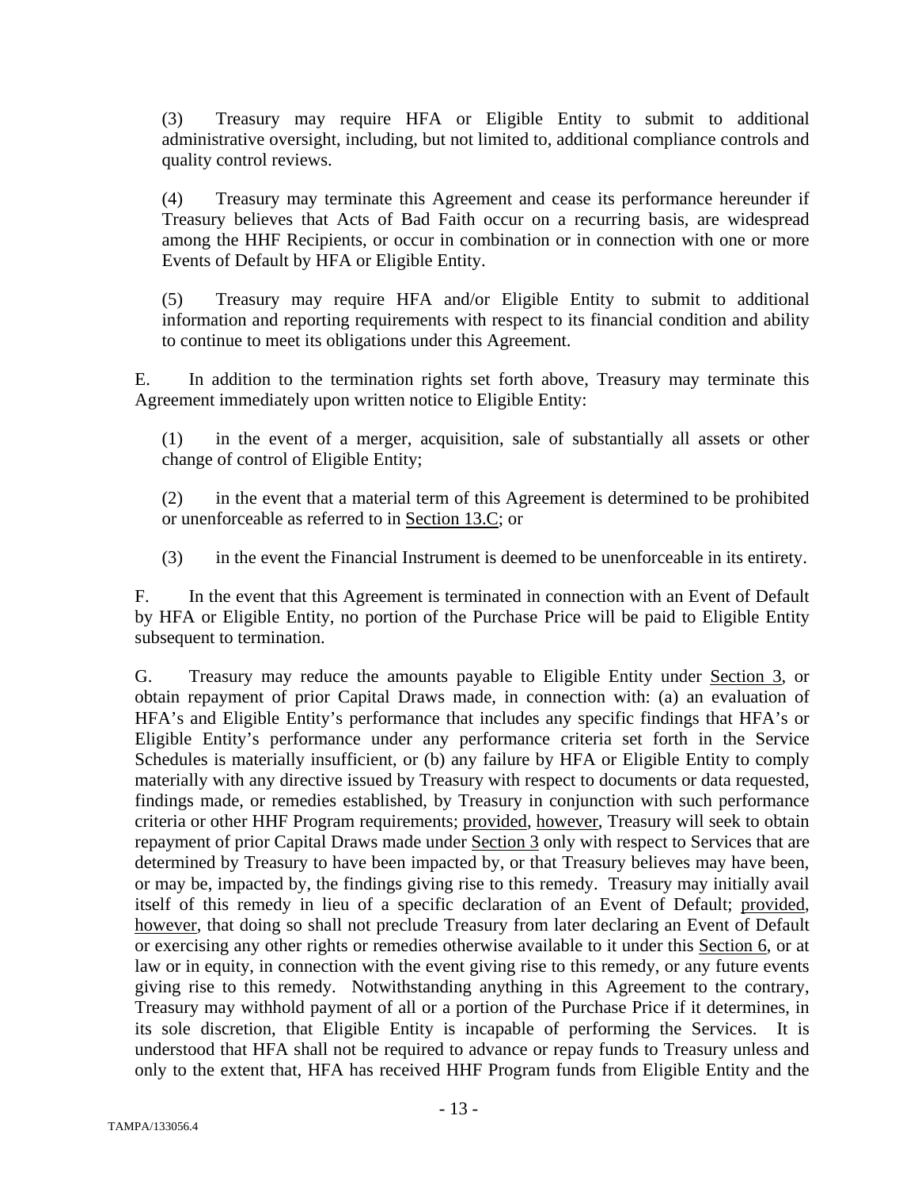(3) Treasury may require HFA or Eligible Entity to submit to additional administrative oversight, including, but not limited to, additional compliance controls and quality control reviews.

(4) Treasury may terminate this Agreement and cease its performance hereunder if Treasury believes that Acts of Bad Faith occur on a recurring basis, are widespread among the HHF Recipients, or occur in combination or in connection with one or more Events of Default by HFA or Eligible Entity.

(5) Treasury may require HFA and/or Eligible Entity to submit to additional information and reporting requirements with respect to its financial condition and ability to continue to meet its obligations under this Agreement.

E. In addition to the termination rights set forth above, Treasury may terminate this Agreement immediately upon written notice to Eligible Entity:

(1) in the event of a merger, acquisition, sale of substantially all assets or other change of control of Eligible Entity;

(2) in the event that a material term of this Agreement is determined to be prohibited or unenforceable as referred to in Section 13.C; or

(3) in the event the Financial Instrument is deemed to be unenforceable in its entirety.

F. In the event that this Agreement is terminated in connection with an Event of Default by HFA or Eligible Entity, no portion of the Purchase Price will be paid to Eligible Entity subsequent to termination.

G. Treasury may reduce the amounts payable to Eligible Entity under Section 3, or obtain repayment of prior Capital Draws made, in connection with: (a) an evaluation of HFA's and Eligible Entity's performance that includes any specific findings that HFA's or Eligible Entity's performance under any performance criteria set forth in the Service Schedules is materially insufficient, or (b) any failure by HFA or Eligible Entity to comply materially with any directive issued by Treasury with respect to documents or data requested, findings made, or remedies established, by Treasury in conjunction with such performance criteria or other HHF Program requirements; provided, however, Treasury will seek to obtain repayment of prior Capital Draws made under Section 3 only with respect to Services that are determined by Treasury to have been impacted by, or that Treasury believes may have been, or may be, impacted by, the findings giving rise to this remedy. Treasury may initially avail itself of this remedy in lieu of a specific declaration of an Event of Default; provided, however, that doing so shall not preclude Treasury from later declaring an Event of Default or exercising any other rights or remedies otherwise available to it under this Section 6, or at law or in equity, in connection with the event giving rise to this remedy, or any future events giving rise to this remedy. Notwithstanding anything in this Agreement to the contrary, Treasury may withhold payment of all or a portion of the Purchase Price if it determines, in its sole discretion, that Eligible Entity is incapable of performing the Services. It is understood that HFA shall not be required to advance or repay funds to Treasury unless and only to the extent that, HFA has received HHF Program funds from Eligible Entity and the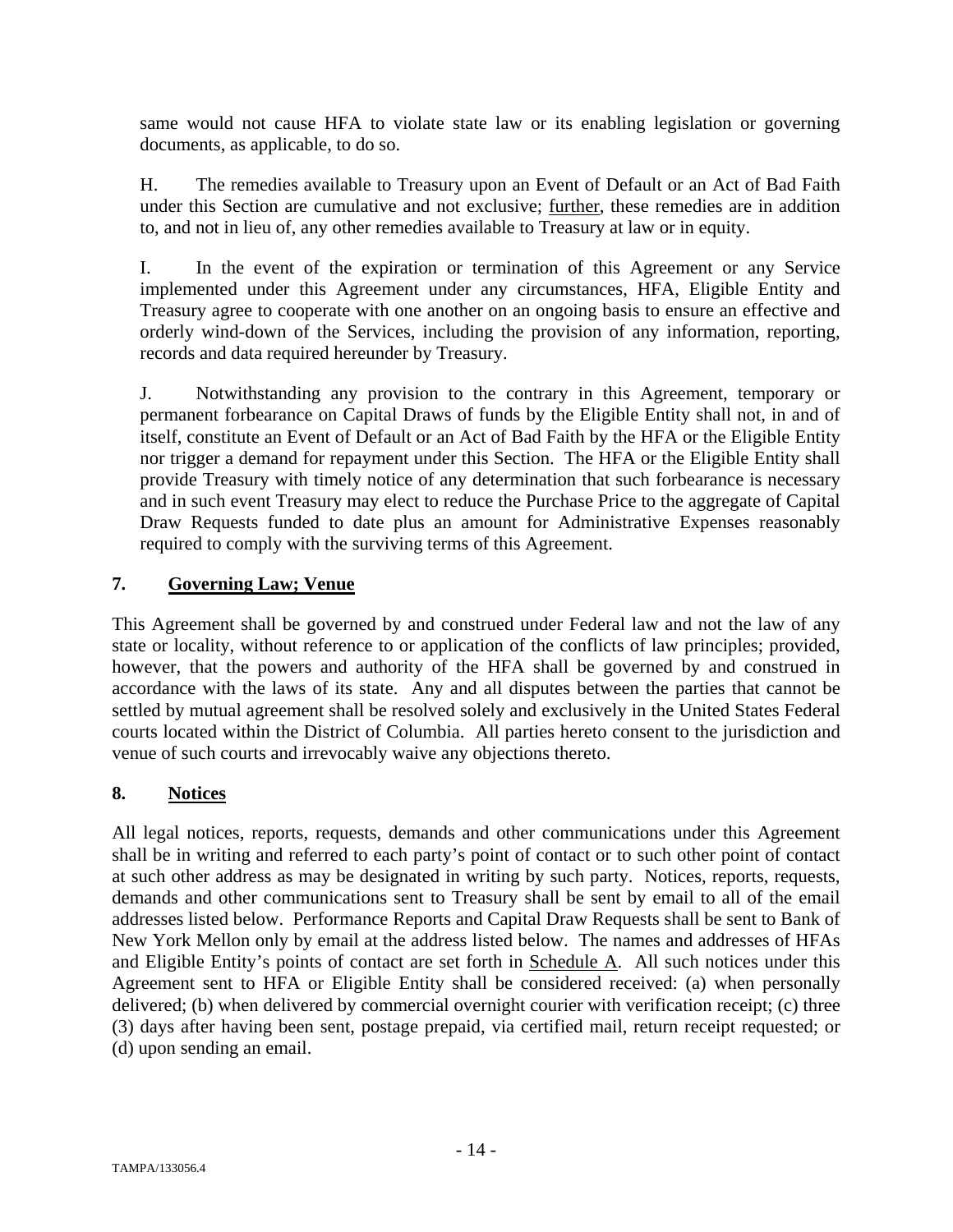same would not cause HFA to violate state law or its enabling legislation or governing documents, as applicable, to do so.

H. The remedies available to Treasury upon an Event of Default or an Act of Bad Faith under this Section are cumulative and not exclusive; further, these remedies are in addition to, and not in lieu of, any other remedies available to Treasury at law or in equity.

I. In the event of the expiration or termination of this Agreement or any Service implemented under this Agreement under any circumstances, HFA, Eligible Entity and Treasury agree to cooperate with one another on an ongoing basis to ensure an effective and orderly wind-down of the Services, including the provision of any information, reporting, records and data required hereunder by Treasury.

J. Notwithstanding any provision to the contrary in this Agreement, temporary or permanent forbearance on Capital Draws of funds by the Eligible Entity shall not, in and of itself, constitute an Event of Default or an Act of Bad Faith by the HFA or the Eligible Entity nor trigger a demand for repayment under this Section. The HFA or the Eligible Entity shall provide Treasury with timely notice of any determination that such forbearance is necessary and in such event Treasury may elect to reduce the Purchase Price to the aggregate of Capital Draw Requests funded to date plus an amount for Administrative Expenses reasonably required to comply with the surviving terms of this Agreement.

## 7. Governing Law; Venue

This Agreement shall be governed by and construed under Federal law and not the law of any state or locality, without reference to or application of the conflicts of law principles; provided, however, that the powers and authority of the HFA shall be governed by and construed in accordance with the laws of its state. Any and all disputes between the parties that cannot be settled by mutual agreement shall be resolved solely and exclusively in the United States Federal courts located within the District of Columbia. All parties hereto consent to the jurisdiction and venue of such courts and irrevocably waive any objections thereto.

## 8. Notices

All legal notices, reports, requests, demands and other communications under this Agreement shall be in writing and referred to each party's point of contact or to such other point of contact at such other address as may be designated in writing by such party. Notices, reports, requests, demands and other communications sent to Treasury shall be sent by email to all of the email addresses listed below. Performance Reports and Capital Draw Requests shall be sent to Bank of New York Mellon only by email at the address listed below. The names and addresses of HFAs and Eligible Entity's points of contact are set forth in Schedule A. All such notices under this Agreement sent to HFA or Eligible Entity shall be considered received: (a) when personally delivered; (b) when delivered by commercial overnight courier with verification receipt; (c) three (3) days after having been sent, postage prepaid, via certified mail, return receipt requested; or (d) upon sending an email.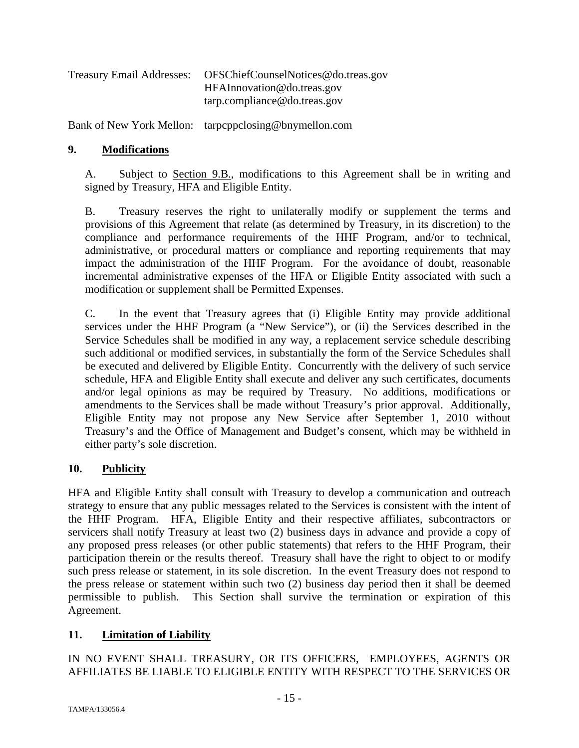Treasury Email Addresses: OFSChiefCounselNotices@do.treas.gov
HFAInnovation@do.treas.gov
tarp.compliance@do.treas.gov

Bank of New York Mellon: tarpcppclosing@bnymellon.com

**9. Modifications**

A. Subject to Section 9.B., modifications to this Agreement shall be in writing and signed by Treasury, HFA and Eligible Entity.

B. Treasury reserves the right to unilaterally modify or supplement the terms and provisions of this Agreement that relate (as determined by Treasury, in its discretion) to the compliance and performance requirements of the HHF Program, and/or to technical, administrative, or procedural matters or compliance and reporting requirements that may impact the administration of the HHF Program. For the avoidance of doubt, reasonable incremental administrative expenses of the HFA or Eligible Entity associated with such a modification or supplement shall be Permitted Expenses.

C. In the event that Treasury agrees that (i) Eligible Entity may provide additional services under the HHF Program (a "New Service"), or (ii) the Services described in the Service Schedules shall be modified in any way, a replacement service schedule describing such additional or modified services, in substantially the form of the Service Schedules shall be executed and delivered by Eligible Entity. Concurrently with the delivery of such service schedule, HFA and Eligible Entity shall execute and deliver any such certificates, documents and/or legal opinions as may be required by Treasury. No additions, modifications or amendments to the Services shall be made without Treasury's prior approval. Additionally, Eligible Entity may not propose any New Service after September 1, 2010 without Treasury's and the Office of Management and Budget's consent, which may be withheld in either party's sole discretion.

**10. Publicity**

HFA and Eligible Entity shall consult with Treasury to develop a communication and outreach strategy to ensure that any public messages related to the Services is consistent with the intent of the HHF Program. HFA, Eligible Entity and their respective affiliates, subcontractors or servicers shall notify Treasury at least two (2) business days in advance and provide a copy of any proposed press releases (or other public statements) that refers to the HHF Program, their participation therein or the results thereof. Treasury shall have the right to object to or modify such press release or statement, in its sole discretion. In the event Treasury does not respond to the press release or statement within such two (2) business day period then it shall be deemed permissible to publish. This Section shall survive the termination or expiration of this Agreement.

**11. Limitation of Liability**

IN NO EVENT SHALL TREASURY, OR ITS OFFICERS, EMPLOYEES, AGENTS OR AFFILIATES BE LIABLE TO ELIGIBLE ENTITY WITH RESPECT TO THE SERVICES OR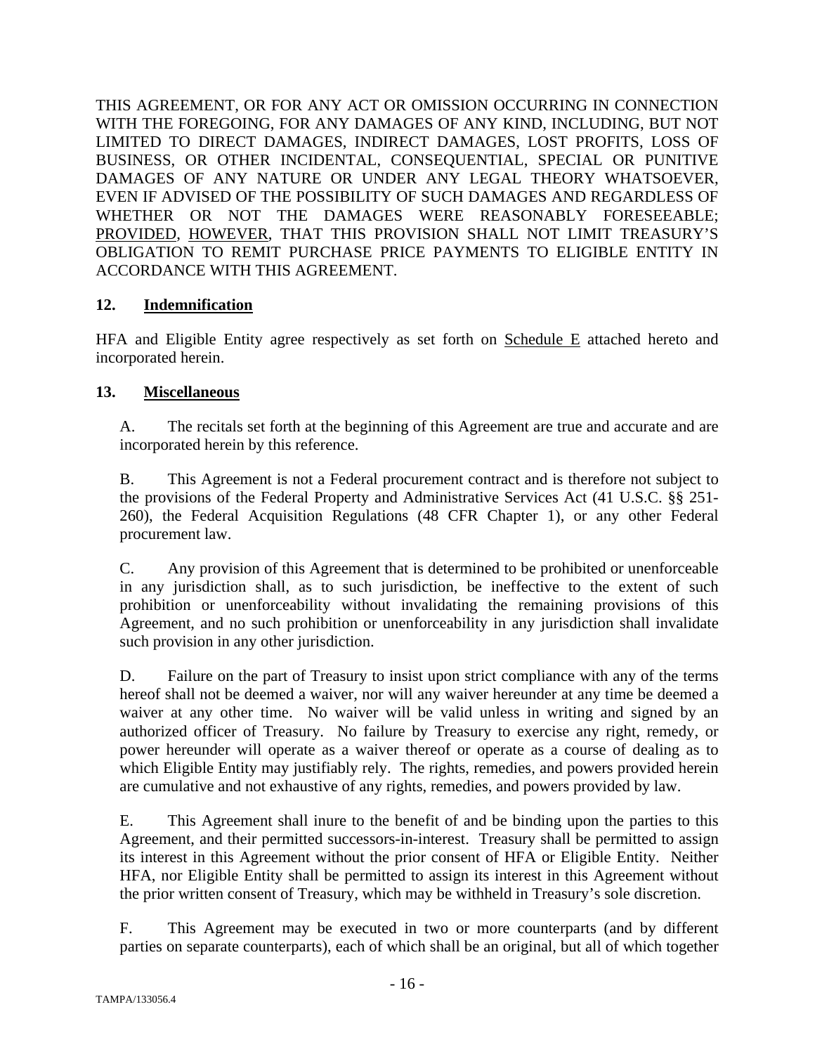THIS AGREEMENT, OR FOR ANY ACT OR OMISSION OCCURRING IN CONNECTION WITH THE FOREGOING, FOR ANY DAMAGES OF ANY KIND, INCLUDING, BUT NOT LIMITED TO DIRECT DAMAGES, INDIRECT DAMAGES, LOST PROFITS, LOSS OF BUSINESS, OR OTHER INCIDENTAL, CONSEQUENTIAL, SPECIAL OR PUNITIVE DAMAGES OF ANY NATURE OR UNDER ANY LEGAL THEORY WHATSOEVER, EVEN IF ADVISED OF THE POSSIBILITY OF SUCH DAMAGES AND REGARDLESS OF WHETHER OR NOT THE DAMAGES WERE REASONABLY FORESEEABLE; PROVIDED, HOWEVER, THAT THIS PROVISION SHALL NOT LIMIT TREASURY'S OBLIGATION TO REMIT PURCHASE PRICE PAYMENTS TO ELIGIBLE ENTITY IN ACCORDANCE WITH THIS AGREEMENT.

## 12. Indemnification

HFA and Eligible Entity agree respectively as set forth on Schedule E attached hereto and incorporated herein.

## 13. Miscellaneous

A. The recitals set forth at the beginning of this Agreement are true and accurate and are incorporated herein by this reference.

B. This Agreement is not a Federal procurement contract and is therefore not subject to the provisions of the Federal Property and Administrative Services Act (41 U.S.C. §§ 251-260), the Federal Acquisition Regulations (48 CFR Chapter 1), or any other Federal procurement law.

C. Any provision of this Agreement that is determined to be prohibited or unenforceable in any jurisdiction shall, as to such jurisdiction, be ineffective to the extent of such prohibition or unenforceability without invalidating the remaining provisions of this Agreement, and no such prohibition or unenforceability in any jurisdiction shall invalidate such provision in any other jurisdiction.

D. Failure on the part of Treasury to insist upon strict compliance with any of the terms hereof shall not be deemed a waiver, nor will any waiver hereunder at any time be deemed a waiver at any other time. No waiver will be valid unless in writing and signed by an authorized officer of Treasury. No failure by Treasury to exercise any right, remedy, or power hereunder will operate as a waiver thereof or operate as a course of dealing as to which Eligible Entity may justifiably rely. The rights, remedies, and powers provided herein are cumulative and not exhaustive of any rights, remedies, and powers provided by law.

E. This Agreement shall inure to the benefit of and be binding upon the parties to this Agreement, and their permitted successors-in-interest. Treasury shall be permitted to assign its interest in this Agreement without the prior consent of HFA or Eligible Entity. Neither HFA, nor Eligible Entity shall be permitted to assign its interest in this Agreement without the prior written consent of Treasury, which may be withheld in Treasury's sole discretion.

F. This Agreement may be executed in two or more counterparts (and by different parties on separate counterparts), each of which shall be an original, but all of which together

TAMPA/133056.4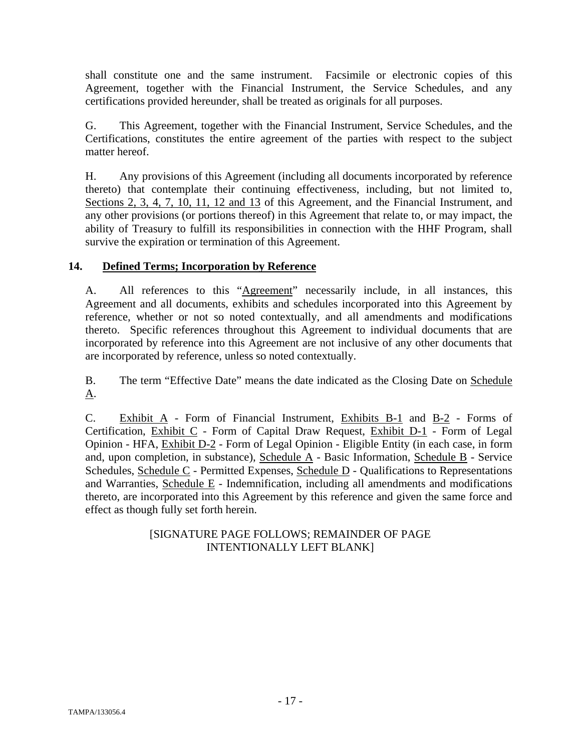shall constitute one and the same instrument. Facsimile or electronic copies of this Agreement, together with the Financial Instrument, the Service Schedules, and any certifications provided hereunder, shall be treated as originals for all purposes.

G. This Agreement, together with the Financial Instrument, Service Schedules, and the Certifications, constitutes the entire agreement of the parties with respect to the subject matter hereof.

H. Any provisions of this Agreement (including all documents incorporated by reference thereto) that contemplate their continuing effectiveness, including, but not limited to, Sections 2, 3, 4, 7, 10, 11, 12 and 13 of this Agreement, and the Financial Instrument, and any other provisions (or portions thereof) in this Agreement that relate to, or may impact, the ability of Treasury to fulfill its responsibilities in connection with the HHF Program, shall survive the expiration or termination of this Agreement.

## 14. Defined Terms; Incorporation by Reference

A. All references to this "Agreement" necessarily include, in all instances, this Agreement and all documents, exhibits and schedules incorporated into this Agreement by reference, whether or not so noted contextually, and all amendments and modifications thereto. Specific references throughout this Agreement to individual documents that are incorporated by reference into this Agreement are not inclusive of any other documents that are incorporated by reference, unless so noted contextually.

B. The term "Effective Date" means the date indicated as the Closing Date on Schedule A.

C. Exhibit A - Form of Financial Instrument, Exhibits B-1 and B-2 - Forms of Certification, Exhibit C - Form of Capital Draw Request, Exhibit D-1 - Form of Legal Opinion - HFA, Exhibit D-2 - Form of Legal Opinion - Eligible Entity (in each case, in form and, upon completion, in substance), Schedule A - Basic Information, Schedule B - Service Schedules, Schedule C - Permitted Expenses, Schedule D - Qualifications to Representations and Warranties, Schedule E - Indemnification, including all amendments and modifications thereto, are incorporated into this Agreement by this reference and given the same force and effect as though fully set forth herein.

[SIGNATURE PAGE FOLLOWS; REMAINDER OF PAGE INTENTIONALLY LEFT BLANK]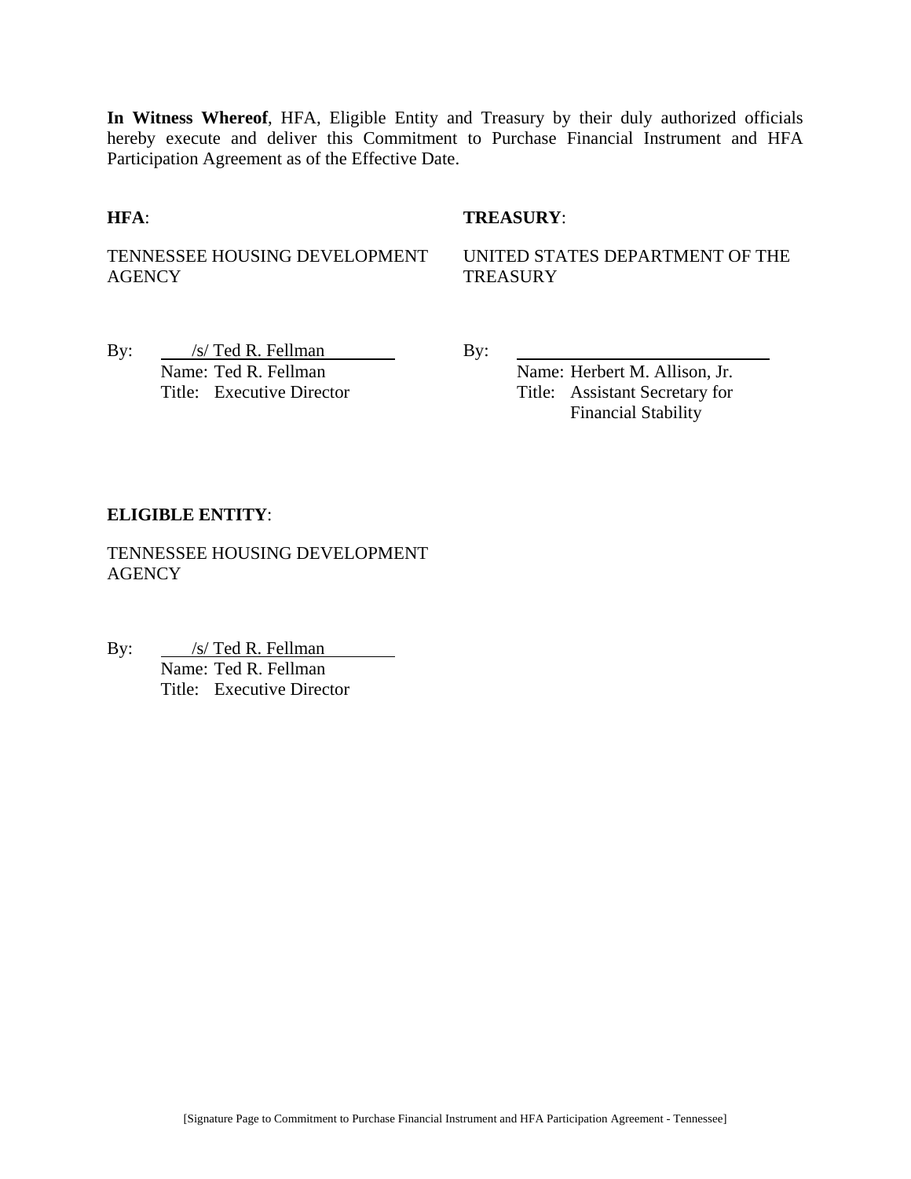**In Witness Whereof**, HFA, Eligible Entity and Treasury by their duly authorized officials hereby execute and deliver this Commitment to Purchase Financial Instrument and HFA Participation Agreement as of the Effective Date.

**HFA**:

TENNESSEE HOUSING DEVELOPMENT AGENCY

By: /s/ Ted R. Fellman
Name: Ted R. Fellman
Title: Executive Director

**TREASURY**:

UNITED STATES DEPARTMENT OF THE TREASURY

By: ______________________________
Name: Herbert M. Allison, Jr.
Title: Assistant Secretary for Financial Stability

**ELIGIBLE ENTITY**:

TENNESSEE HOUSING DEVELOPMENT AGENCY

By: /s/ Ted R. Fellman
Name: Ted R. Fellman
Title: Executive Director

[Signature Page to Commitment to Purchase Financial Instrument and HFA Participation Agreement - Tennessee]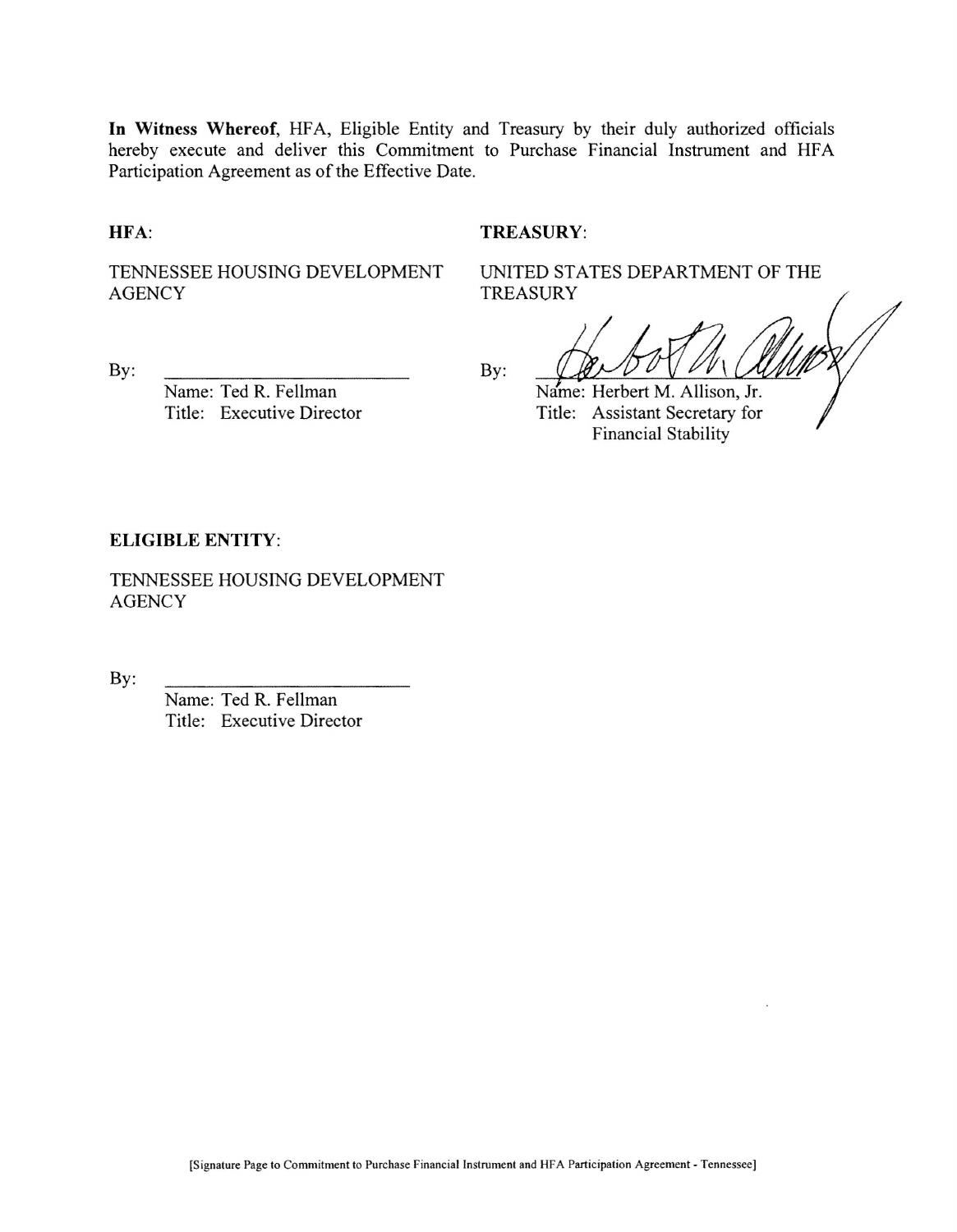**In Witness Whereof**, HFA, Eligible Entity and Treasury by their duly authorized officials hereby execute and deliver this Commitment to Purchase Financial Instrument and HFA Participation Agreement as of the Effective Date.

**HFA**:

TENNESSEE HOUSING DEVELOPMENT AGENCY

By: \_\_\_\_\_\_\_\_\_\_\_\_\_\_\_\_\_\_\_\_\_\_\_\_

Name: Ted R. Fellman
Title: Executive Director

**TREASURY**:

UNITED STATES DEPARTMENT OF THE TREASURY

By: \_\_\_\_\_\_\_\_\_\_\_\_\_\_\_\_\_\_\_\_\_\_\_\_

Name: Herbert M. Allison, Jr.
Title: Assistant Secretary for Financial Stability

**ELIGIBLE ENTITY**:

TENNESSEE HOUSING DEVELOPMENT AGENCY

By: \_\_\_\_\_\_\_\_\_\_\_\_\_\_\_\_\_\_\_\_\_\_\_\_

Name: Ted R. Fellman
Title: Executive Director

[Signature Page to Commitment to Purchase Financial Instrument and HFA Participation Agreement - Tennessee]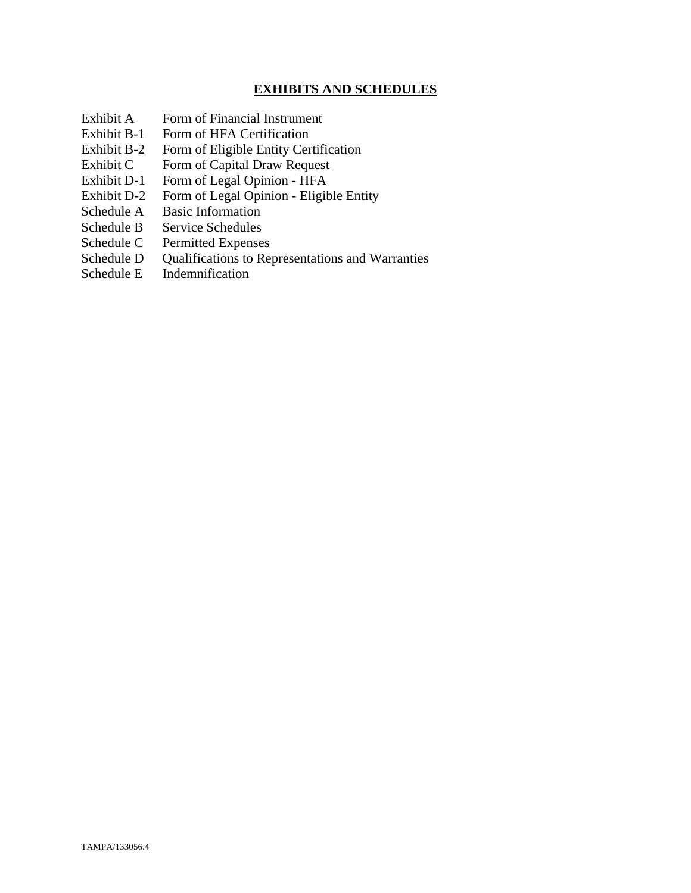## EXHIBITS AND SCHEDULES

| | |
|---|---|
| Exhibit A | Form of Financial Instrument |
| Exhibit B-1 | Form of HFA Certification |
| Exhibit B-2 | Form of Eligible Entity Certification |
| Exhibit C | Form of Capital Draw Request |
| Exhibit D-1 | Form of Legal Opinion - HFA |
| Exhibit D-2 | Form of Legal Opinion - Eligible Entity |
| Schedule A | Basic Information |
| Schedule B | Service Schedules |
| Schedule C | Permitted Expenses |
| Schedule D | Qualifications to Representations and Warranties |
| Schedule E | Indemnification |

TAMPA/133056.4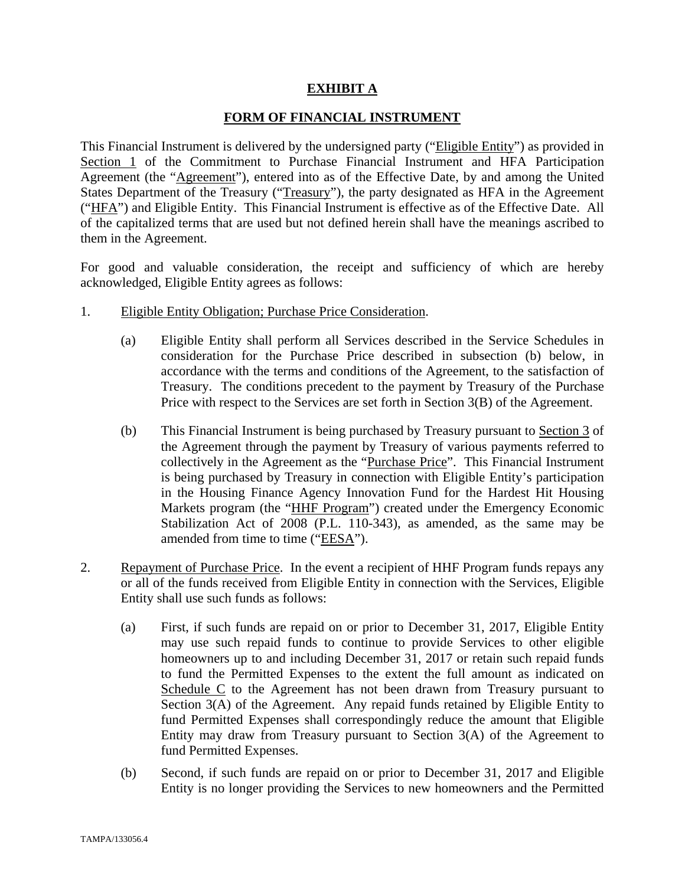# EXHIBIT A

## FORM OF FINANCIAL INSTRUMENT

This Financial Instrument is delivered by the undersigned party ("Eligible Entity") as provided in Section 1 of the Commitment to Purchase Financial Instrument and HFA Participation Agreement (the "Agreement"), entered into as of the Effective Date, by and among the United States Department of the Treasury ("Treasury"), the party designated as HFA in the Agreement ("HFA") and Eligible Entity. This Financial Instrument is effective as of the Effective Date. All of the capitalized terms that are used but not defined herein shall have the meanings ascribed to them in the Agreement.

For good and valuable consideration, the receipt and sufficiency of which are hereby acknowledged, Eligible Entity agrees as follows:

1. Eligible Entity Obligation; Purchase Price Consideration.

   (a) Eligible Entity shall perform all Services described in the Service Schedules in consideration for the Purchase Price described in subsection (b) below, in accordance with the terms and conditions of the Agreement, to the satisfaction of Treasury. The conditions precedent to the payment by Treasury of the Purchase Price with respect to the Services are set forth in Section 3(B) of the Agreement.

   (b) This Financial Instrument is being purchased by Treasury pursuant to Section 3 of the Agreement through the payment by Treasury of various payments referred to collectively in the Agreement as the "Purchase Price". This Financial Instrument is being purchased by Treasury in connection with Eligible Entity's participation in the Housing Finance Agency Innovation Fund for the Hardest Hit Housing Markets program (the "HHF Program") created under the Emergency Economic Stabilization Act of 2008 (P.L. 110-343), as amended, as the same may be amended from time to time ("EESA").

2. Repayment of Purchase Price. In the event a recipient of HHF Program funds repays any or all of the funds received from Eligible Entity in connection with the Services, Eligible Entity shall use such funds as follows:

   (a) First, if such funds are repaid on or prior to December 31, 2017, Eligible Entity may use such repaid funds to continue to provide Services to other eligible homeowners up to and including December 31, 2017 or retain such repaid funds to fund the Permitted Expenses to the extent the full amount as indicated on Schedule C to the Agreement has not been drawn from Treasury pursuant to Section 3(A) of the Agreement. Any repaid funds retained by Eligible Entity to fund Permitted Expenses shall correspondingly reduce the amount that Eligible Entity may draw from Treasury pursuant to Section 3(A) of the Agreement to fund Permitted Expenses.

   (b) Second, if such funds are repaid on or prior to December 31, 2017 and Eligible Entity is no longer providing the Services to new homeowners and the Permitted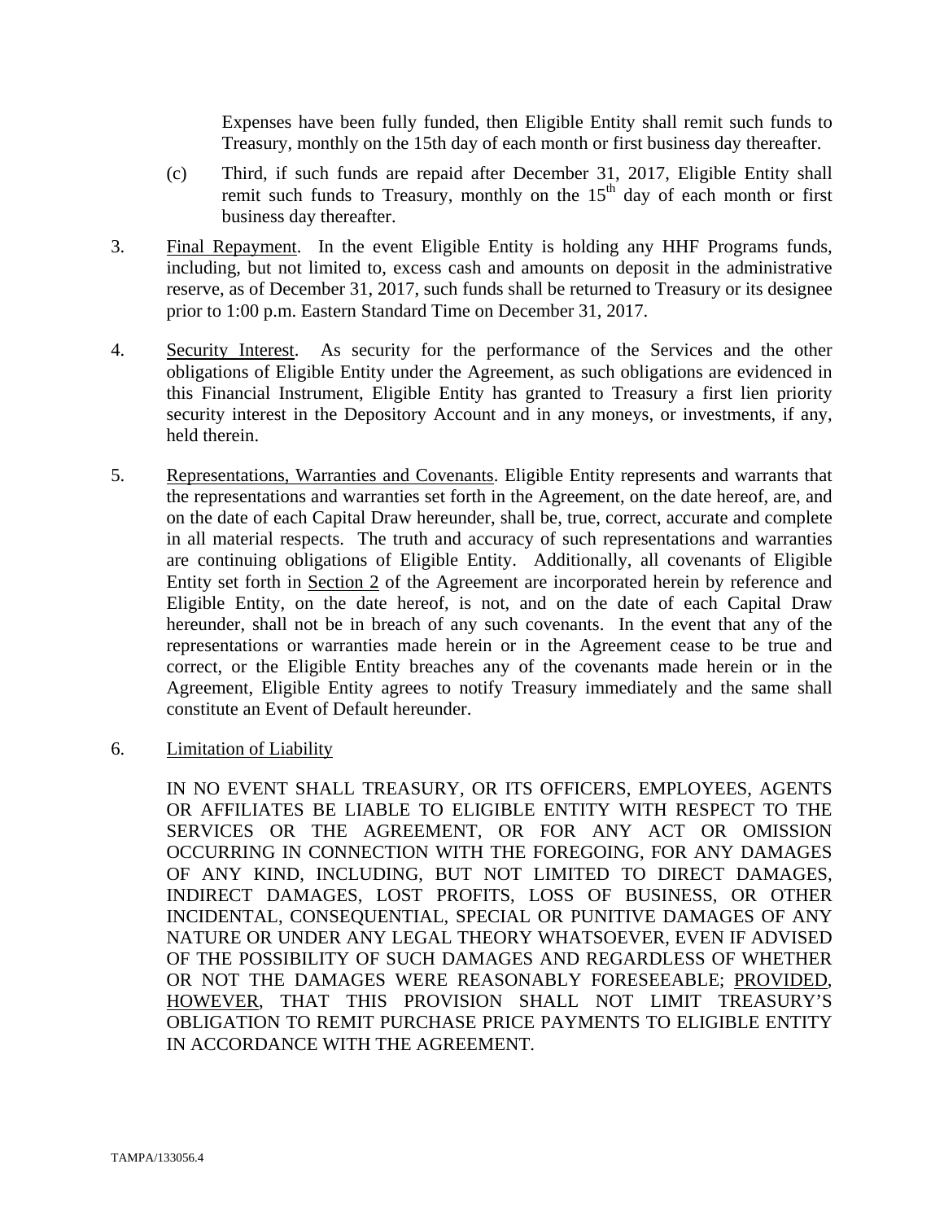Expenses have been fully funded, then Eligible Entity shall remit such funds to Treasury, monthly on the 15th day of each month or first business day thereafter.

(c) Third, if such funds are repaid after December 31, 2017, Eligible Entity shall remit such funds to Treasury, monthly on the 15th day of each month or first business day thereafter.

3. Final Repayment. In the event Eligible Entity is holding any HHF Programs funds, including, but not limited to, excess cash and amounts on deposit in the administrative reserve, as of December 31, 2017, such funds shall be returned to Treasury or its designee prior to 1:00 p.m. Eastern Standard Time on December 31, 2017.

4. Security Interest. As security for the performance of the Services and the other obligations of Eligible Entity under the Agreement, as such obligations are evidenced in this Financial Instrument, Eligible Entity has granted to Treasury a first lien priority security interest in the Depository Account and in any moneys, or investments, if any, held therein.

5. Representations, Warranties and Covenants. Eligible Entity represents and warrants that the representations and warranties set forth in the Agreement, on the date hereof, are, and on the date of each Capital Draw hereunder, shall be, true, correct, accurate and complete in all material respects. The truth and accuracy of such representations and warranties are continuing obligations of Eligible Entity. Additionally, all covenants of Eligible Entity set forth in Section 2 of the Agreement are incorporated herein by reference and Eligible Entity, on the date hereof, is not, and on the date of each Capital Draw hereunder, shall not be in breach of any such covenants. In the event that any of the representations or warranties made herein or in the Agreement cease to be true and correct, or the Eligible Entity breaches any of the covenants made herein or in the Agreement, Eligible Entity agrees to notify Treasury immediately and the same shall constitute an Event of Default hereunder.

6. Limitation of Liability

IN NO EVENT SHALL TREASURY, OR ITS OFFICERS, EMPLOYEES, AGENTS OR AFFILIATES BE LIABLE TO ELIGIBLE ENTITY WITH RESPECT TO THE SERVICES OR THE AGREEMENT, OR FOR ANY ACT OR OMISSION OCCURRING IN CONNECTION WITH THE FOREGOING, FOR ANY DAMAGES OF ANY KIND, INCLUDING, BUT NOT LIMITED TO DIRECT DAMAGES, INDIRECT DAMAGES, LOST PROFITS, LOSS OF BUSINESS, OR OTHER INCIDENTAL, CONSEQUENTIAL, SPECIAL OR PUNITIVE DAMAGES OF ANY NATURE OR UNDER ANY LEGAL THEORY WHATSOEVER, EVEN IF ADVISED OF THE POSSIBILITY OF SUCH DAMAGES AND REGARDLESS OF WHETHER OR NOT THE DAMAGES WERE REASONABLY FORESEEABLE; PROVIDED, HOWEVER, THAT THIS PROVISION SHALL NOT LIMIT TREASURY'S OBLIGATION TO REMIT PURCHASE PRICE PAYMENTS TO ELIGIBLE ENTITY IN ACCORDANCE WITH THE AGREEMENT.

TAMPA/133056.4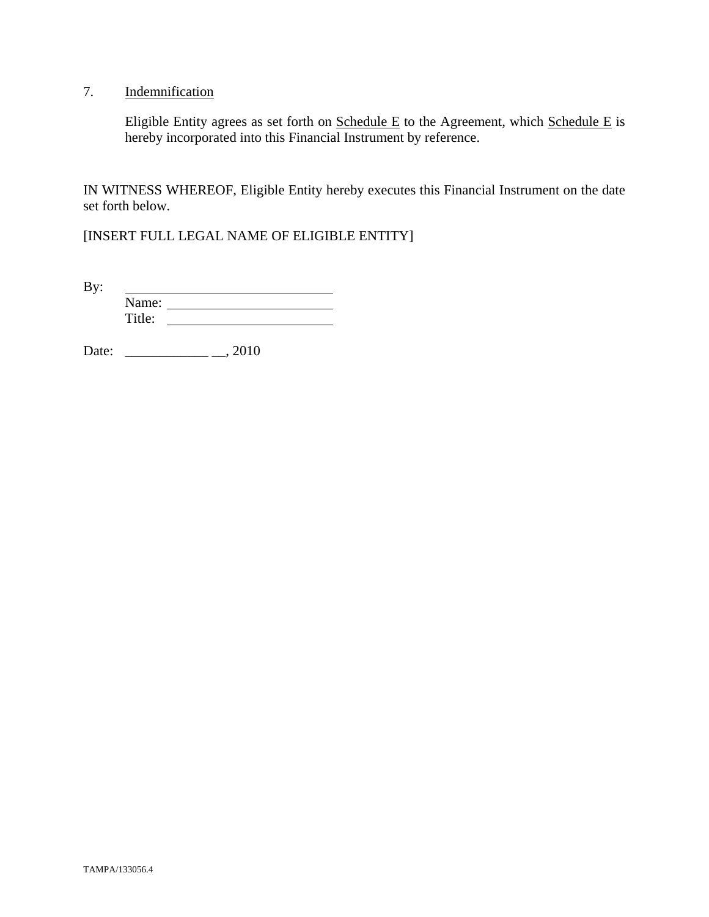7. <u>Indemnification</u>

Eligible Entity agrees as set forth on <u>Schedule E</u> to the Agreement, which <u>Schedule E</u> is hereby incorporated into this Financial Instrument by reference.

IN WITNESS WHEREOF, Eligible Entity hereby executes this Financial Instrument on the date set forth below.

[INSERT FULL LEGAL NAME OF ELIGIBLE ENTITY]

By: ______________________________
Name: ______________________________
Title: ______________________________

Date: ____________ __, 2010

TAMPA/133056.4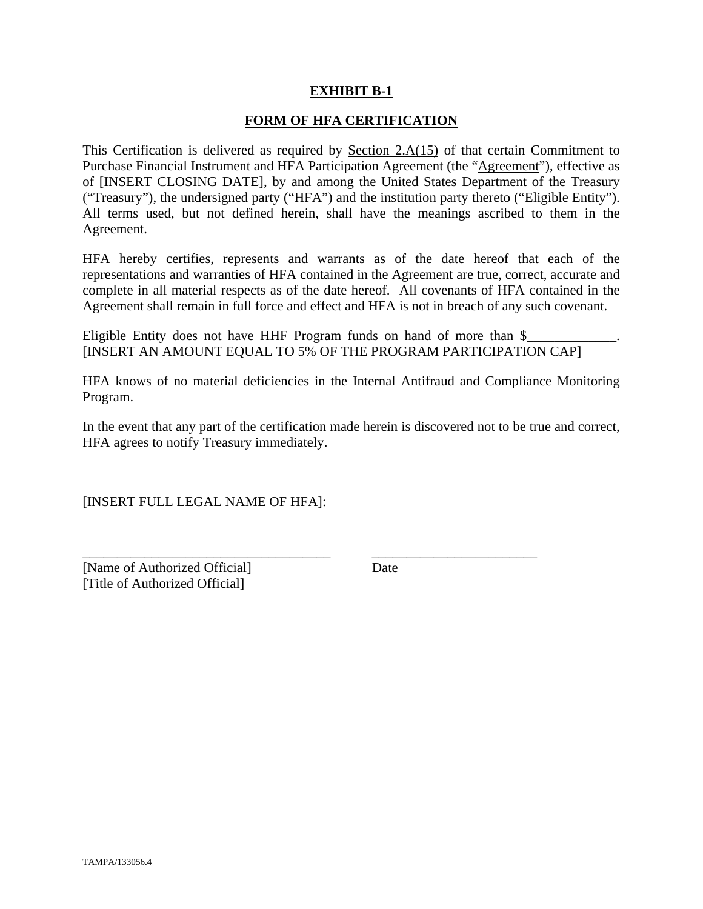# EXHIBIT B-1

## FORM OF HFA CERTIFICATION

This Certification is delivered as required by Section 2.A(15) of that certain Commitment to Purchase Financial Instrument and HFA Participation Agreement (the "Agreement"), effective as of [INSERT CLOSING DATE], by and among the United States Department of the Treasury ("Treasury"), the undersigned party ("HFA") and the institution party thereto ("Eligible Entity"). All terms used, but not defined herein, shall have the meanings ascribed to them in the Agreement.

HFA hereby certifies, represents and warrants as of the date hereof that each of the representations and warranties of HFA contained in the Agreement are true, correct, accurate and complete in all material respects as of the date hereof. All covenants of HFA contained in the Agreement shall remain in full force and effect and HFA is not in breach of any such covenant.

Eligible Entity does not have HHF Program funds on hand of more than $_____________. [INSERT AN AMOUNT EQUAL TO 5% OF THE PROGRAM PARTICIPATION CAP]

HFA knows of no material deficiencies in the Internal Antifraud and Compliance Monitoring Program.

In the event that any part of the certification made herein is discovered not to be true and correct, HFA agrees to notify Treasury immediately.

[INSERT FULL LEGAL NAME OF HFA]:

_____________________________________ ________________________
[Name of Authorized Official] Date
[Title of Authorized Official]

TAMPA/133056.4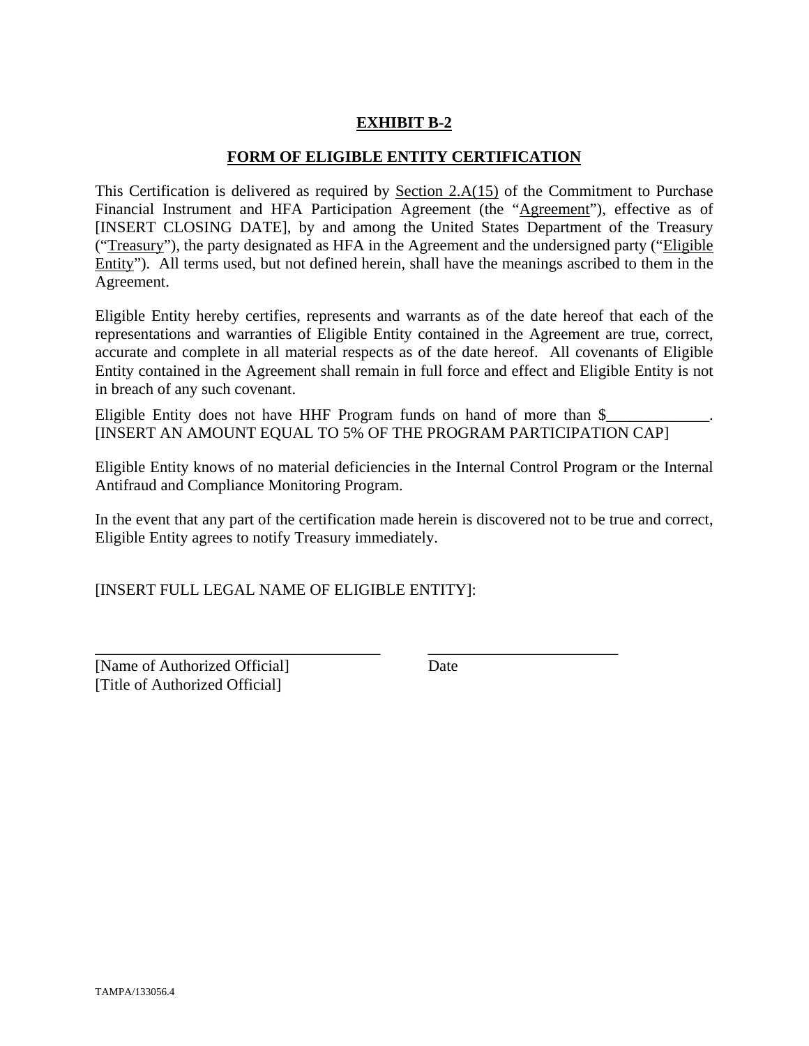**EXHIBIT B-2**

**FORM OF ELIGIBLE ENTITY CERTIFICATION**

This Certification is delivered as required by Section 2.A(15) of the Commitment to Purchase Financial Instrument and HFA Participation Agreement (the "Agreement"), effective as of [INSERT CLOSING DATE], by and among the United States Department of the Treasury ("Treasury"), the party designated as HFA in the Agreement and the undersigned party ("Eligible Entity"). All terms used, but not defined herein, shall have the meanings ascribed to them in the Agreement.

Eligible Entity hereby certifies, represents and warrants as of the date hereof that each of the representations and warranties of Eligible Entity contained in the Agreement are true, correct, accurate and complete in all material respects as of the date hereof. All covenants of Eligible Entity contained in the Agreement shall remain in full force and effect and Eligible Entity is not in breach of any such covenant.

Eligible Entity does not have HHF Program funds on hand of more than $_____________. [INSERT AN AMOUNT EQUAL TO 5% OF THE PROGRAM PARTICIPATION CAP]

Eligible Entity knows of no material deficiencies in the Internal Control Program or the Internal Antifraud and Compliance Monitoring Program.

In the event that any part of the certification made herein is discovered not to be true and correct, Eligible Entity agrees to notify Treasury immediately.

[INSERT FULL LEGAL NAME OF ELIGIBLE ENTITY]:

_____________________________________ _________________________
[Name of Authorized Official] Date
[Title of Authorized Official]

TAMPA/133056.4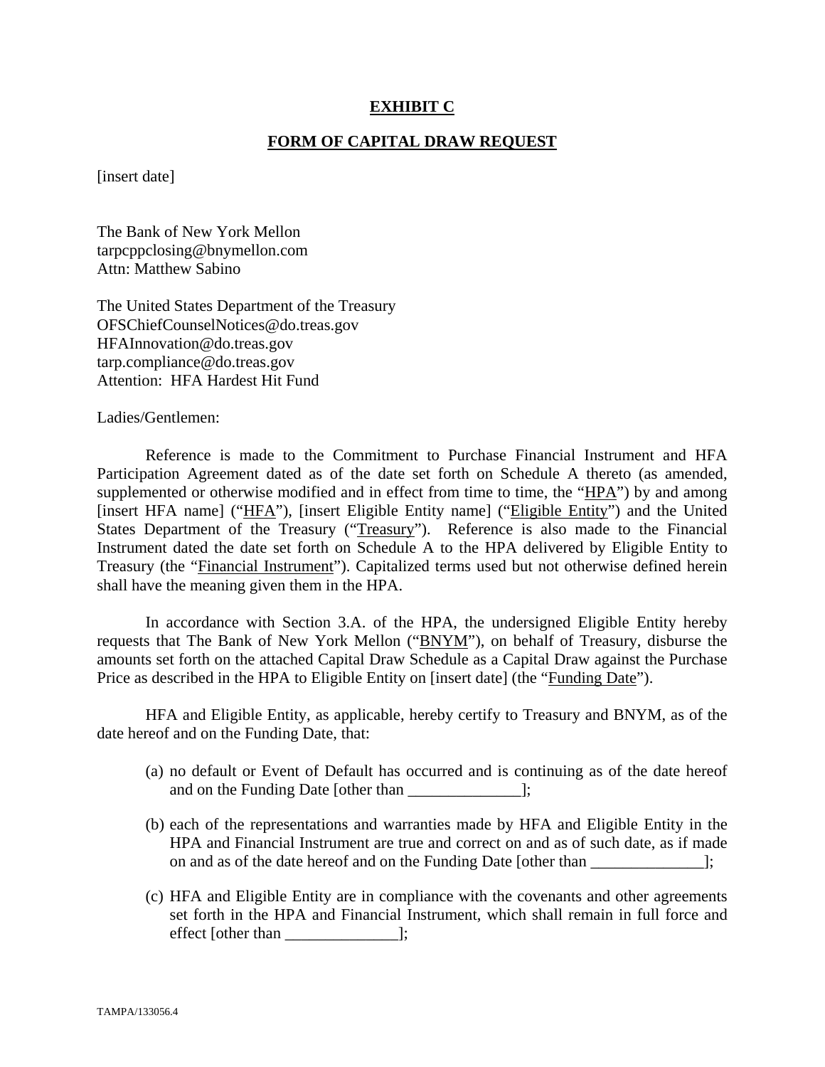**EXHIBIT C**

**FORM OF CAPITAL DRAW REQUEST**

[insert date]

The Bank of New York Mellon
tarpcppclosing@bnymellon.com
Attn: Matthew Sabino

The United States Department of the Treasury
OFSChiefCounselNotices@do.treas.gov
HFAInnovation@do.treas.gov
tarp.compliance@do.treas.gov
Attention: HFA Hardest Hit Fund

Ladies/Gentlemen:

Reference is made to the Commitment to Purchase Financial Instrument and HFA Participation Agreement dated as of the date set forth on Schedule A thereto (as amended, supplemented or otherwise modified and in effect from time to time, the "HPA") by and among [insert HFA name] ("HFA"), [insert Eligible Entity name] ("Eligible Entity") and the United States Department of the Treasury ("Treasury"). Reference is also made to the Financial Instrument dated the date set forth on Schedule A to the HPA delivered by Eligible Entity to Treasury (the "Financial Instrument"). Capitalized terms used but not otherwise defined herein shall have the meaning given them in the HPA.

In accordance with Section 3.A. of the HPA, the undersigned Eligible Entity hereby requests that The Bank of New York Mellon ("BNYM"), on behalf of Treasury, disburse the amounts set forth on the attached Capital Draw Schedule as a Capital Draw against the Purchase Price as described in the HPA to Eligible Entity on [insert date] (the "Funding Date").

HFA and Eligible Entity, as applicable, hereby certify to Treasury and BNYM, as of the date hereof and on the Funding Date, that:

(a) no default or Event of Default has occurred and is continuing as of the date hereof and on the Funding Date [other than ______________];

(b) each of the representations and warranties made by HFA and Eligible Entity in the HPA and Financial Instrument are true and correct on and as of such date, as if made on and as of the date hereof and on the Funding Date [other than ______________];

(c) HFA and Eligible Entity are in compliance with the covenants and other agreements set forth in the HPA and Financial Instrument, which shall remain in full force and effect [other than ______________];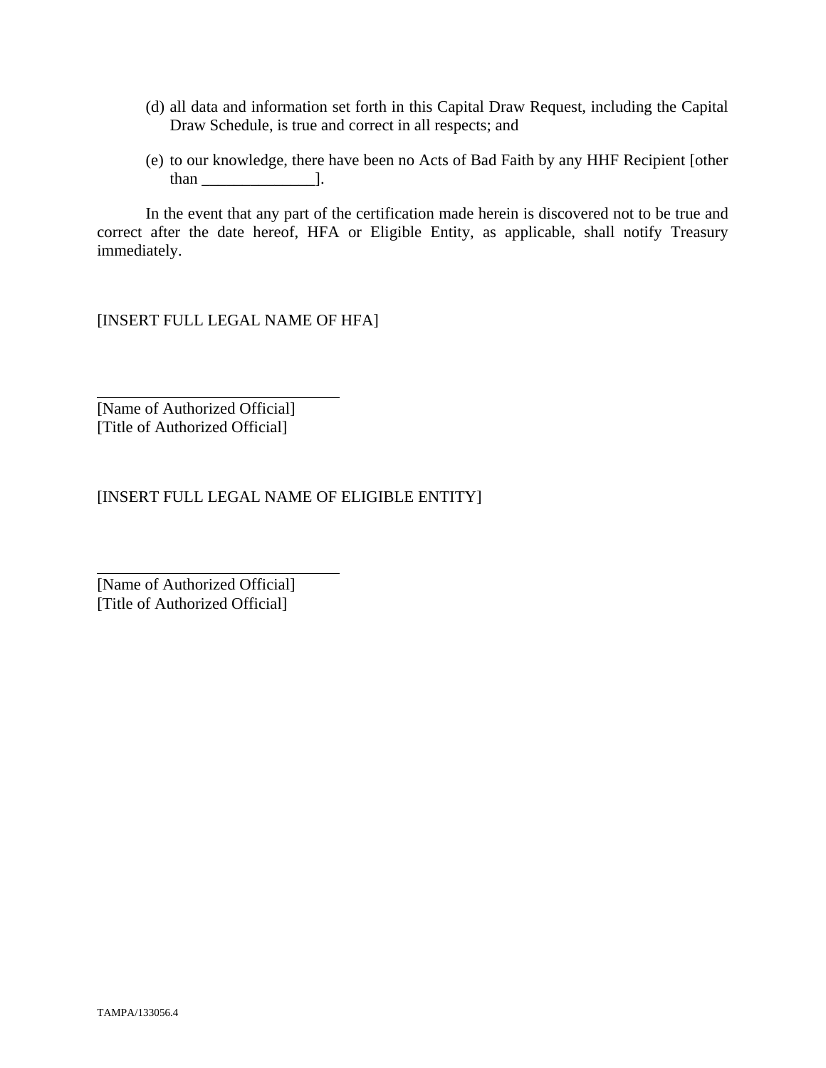(d) all data and information set forth in this Capital Draw Request, including the Capital Draw Schedule, is true and correct in all respects; and

(e) to our knowledge, there have been no Acts of Bad Faith by any HHF Recipient [other than ______________].

In the event that any part of the certification made herein is discovered not to be true and correct after the date hereof, HFA or Eligible Entity, as applicable, shall notify Treasury immediately.

[INSERT FULL LEGAL NAME OF HFA]

______________________________
[Name of Authorized Official]
[Title of Authorized Official]

[INSERT FULL LEGAL NAME OF ELIGIBLE ENTITY]

______________________________
[Name of Authorized Official]
[Title of Authorized Official]

TAMPA/133056.4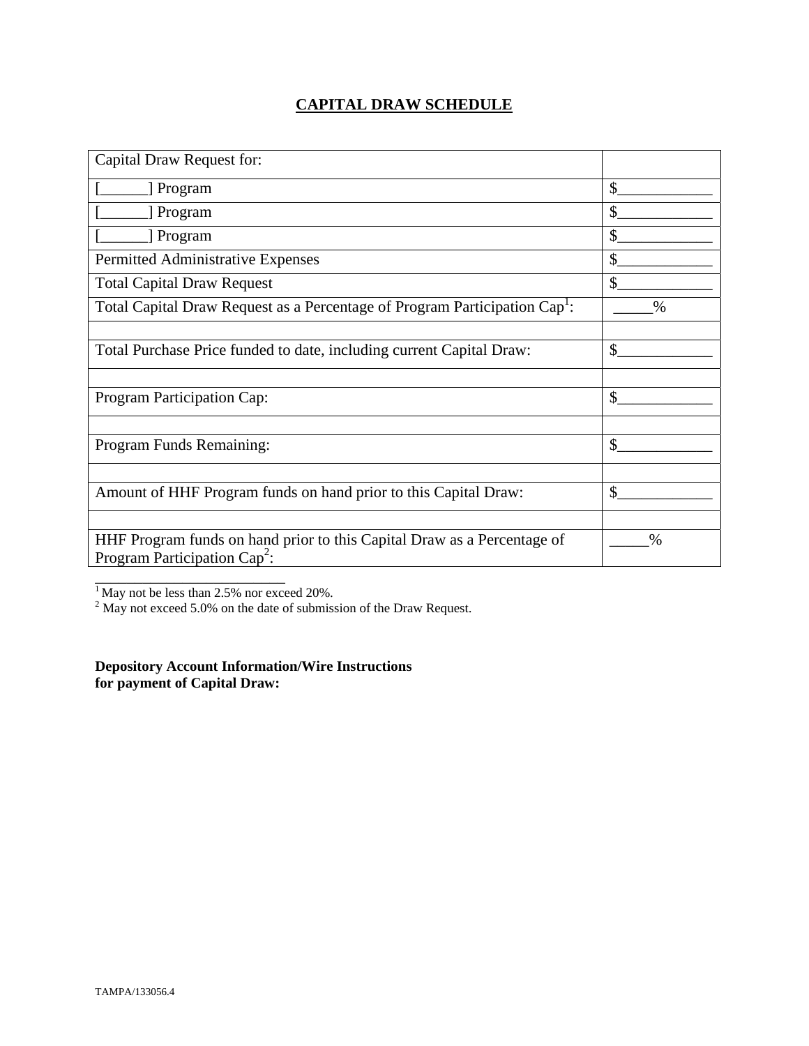## CAPITAL DRAW SCHEDULE

| Capital Draw Request for: | |
|---|---|
| [______] Program | $____________ |
| [______] Program | $____________ |
| [______] Program | $____________ |
| Permitted Administrative Expenses | $____________ |
| Total Capital Draw Request | $____________ |
| Total Capital Draw Request as a Percentage of Program Participation Cap[1]: | _____% |
| | |
| Total Purchase Price funded to date, including current Capital Draw: | $____________ |
| | |
| Program Participation Cap: | $____________ |
| | |
| Program Funds Remaining: | $____________ |
| | |
| Amount of HHF Program funds on hand prior to this Capital Draw: | $____________ |
| | |
| HHF Program funds on hand prior to this Capital Draw as a Percentage of Program Participation Cap[2]: | _____% |

[1] May not be less than 2.5% nor exceed 20%.
[2] May not exceed 5.0% on the date of submission of the Draw Request.

**Depository Account Information/Wire Instructions for payment of Capital Draw:**

TAMPA/133056.4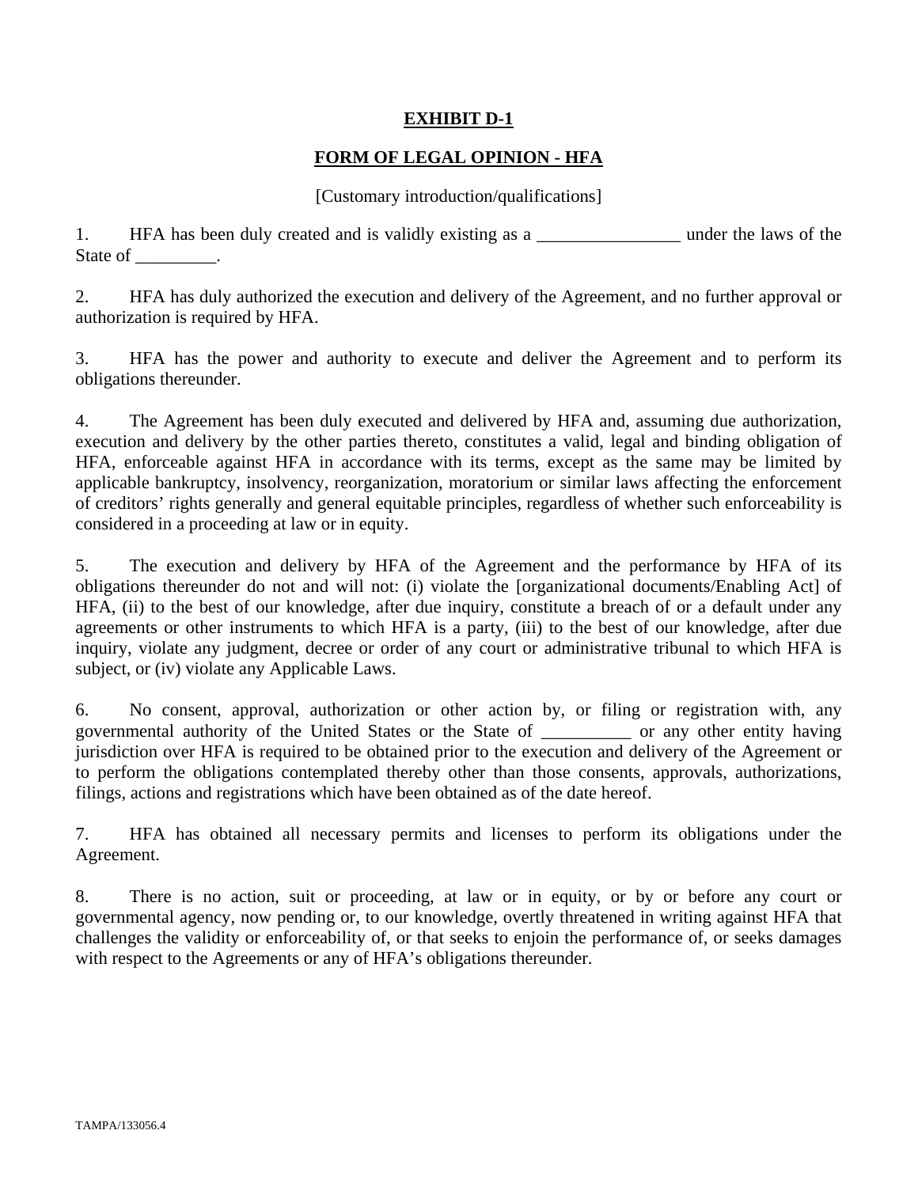**EXHIBIT D-1**

**FORM OF LEGAL OPINION - HFA**

[Customary introduction/qualifications]

1. HFA has been duly created and is validly existing as a ________________ under the laws of the State of _________.

2. HFA has duly authorized the execution and delivery of the Agreement, and no further approval or authorization is required by HFA.

3. HFA has the power and authority to execute and deliver the Agreement and to perform its obligations thereunder.

4. The Agreement has been duly executed and delivered by HFA and, assuming due authorization, execution and delivery by the other parties thereto, constitutes a valid, legal and binding obligation of HFA, enforceable against HFA in accordance with its terms, except as the same may be limited by applicable bankruptcy, insolvency, reorganization, moratorium or similar laws affecting the enforcement of creditors' rights generally and general equitable principles, regardless of whether such enforceability is considered in a proceeding at law or in equity.

5. The execution and delivery by HFA of the Agreement and the performance by HFA of its obligations thereunder do not and will not: (i) violate the [organizational documents/Enabling Act] of HFA, (ii) to the best of our knowledge, after due inquiry, constitute a breach of or a default under any agreements or other instruments to which HFA is a party, (iii) to the best of our knowledge, after due inquiry, violate any judgment, decree or order of any court or administrative tribunal to which HFA is subject, or (iv) violate any Applicable Laws.

6. No consent, approval, authorization or other action by, or filing or registration with, any governmental authority of the United States or the State of __________ or any other entity having jurisdiction over HFA is required to be obtained prior to the execution and delivery of the Agreement or to perform the obligations contemplated thereby other than those consents, approvals, authorizations, filings, actions and registrations which have been obtained as of the date hereof.

7. HFA has obtained all necessary permits and licenses to perform its obligations under the Agreement.

8. There is no action, suit or proceeding, at law or in equity, or by or before any court or governmental agency, now pending or, to our knowledge, overtly threatened in writing against HFA that challenges the validity or enforceability of, or that seeks to enjoin the performance of, or seeks damages with respect to the Agreements or any of HFA's obligations thereunder.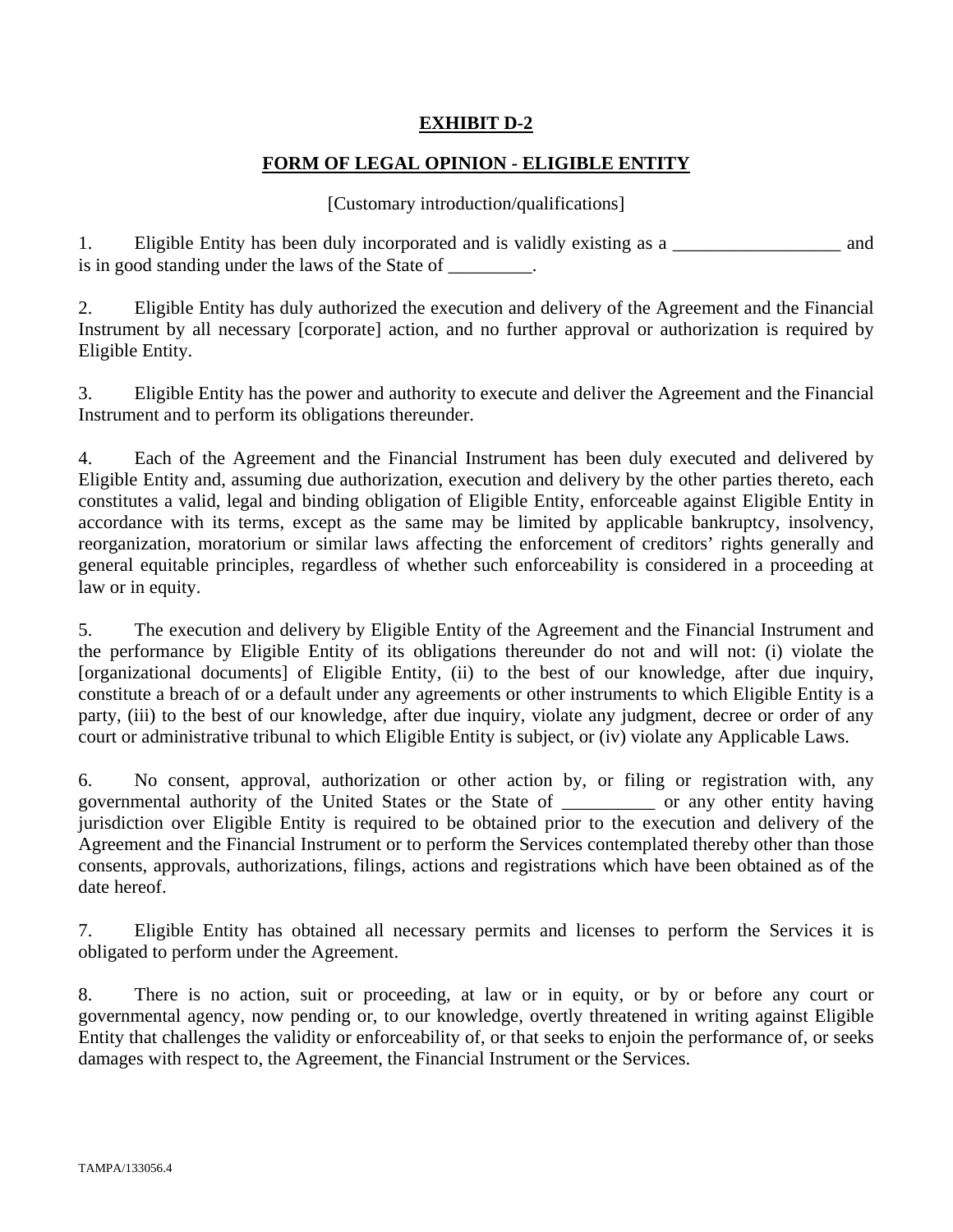# EXHIBIT D-2

## FORM OF LEGAL OPINION - ELIGIBLE ENTITY

[Customary introduction/qualifications]

1. Eligible Entity has been duly incorporated and is validly existing as a __________________ and is in good standing under the laws of the State of _________.

2. Eligible Entity has duly authorized the execution and delivery of the Agreement and the Financial Instrument by all necessary [corporate] action, and no further approval or authorization is required by Eligible Entity.

3. Eligible Entity has the power and authority to execute and deliver the Agreement and the Financial Instrument and to perform its obligations thereunder.

4. Each of the Agreement and the Financial Instrument has been duly executed and delivered by Eligible Entity and, assuming due authorization, execution and delivery by the other parties thereto, each constitutes a valid, legal and binding obligation of Eligible Entity, enforceable against Eligible Entity in accordance with its terms, except as the same may be limited by applicable bankruptcy, insolvency, reorganization, moratorium or similar laws affecting the enforcement of creditors' rights generally and general equitable principles, regardless of whether such enforceability is considered in a proceeding at law or in equity.

5. The execution and delivery by Eligible Entity of the Agreement and the Financial Instrument and the performance by Eligible Entity of its obligations thereunder do not and will not: (i) violate the [organizational documents] of Eligible Entity, (ii) to the best of our knowledge, after due inquiry, constitute a breach of or a default under any agreements or other instruments to which Eligible Entity is a party, (iii) to the best of our knowledge, after due inquiry, violate any judgment, decree or order of any court or administrative tribunal to which Eligible Entity is subject, or (iv) violate any Applicable Laws.

6. No consent, approval, authorization or other action by, or filing or registration with, any governmental authority of the United States or the State of __________ or any other entity having jurisdiction over Eligible Entity is required to be obtained prior to the execution and delivery of the Agreement and the Financial Instrument or to perform the Services contemplated thereby other than those consents, approvals, authorizations, filings, actions and registrations which have been obtained as of the date hereof.

7. Eligible Entity has obtained all necessary permits and licenses to perform the Services it is obligated to perform under the Agreement.

8. There is no action, suit or proceeding, at law or in equity, or by or before any court or governmental agency, now pending or, to our knowledge, overtly threatened in writing against Eligible Entity that challenges the validity or enforceability of, or that seeks to enjoin the performance of, or seeks damages with respect to, the Agreement, the Financial Instrument or the Services.

TAMPA/133056.4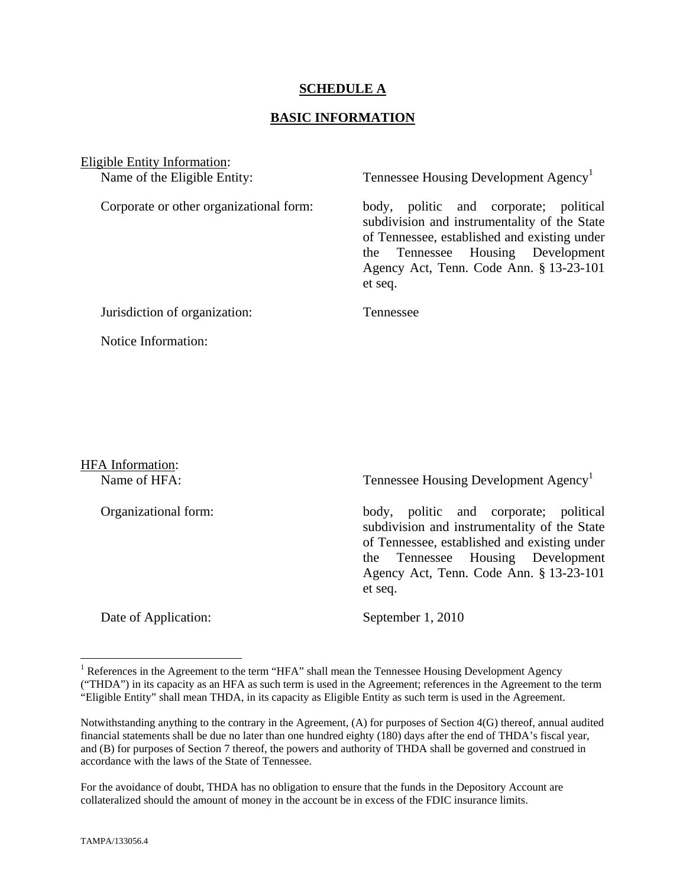# **SCHEDULE A**

## **BASIC INFORMATION**

Eligible Entity Information:

| | |
|---|---|
| Name of the Eligible Entity: | Tennessee Housing Development Agency[1] |
| Corporate or other organizational form: | body, politic and corporate; political subdivision and instrumentality of the State of Tennessee, established and existing under the Tennessee Housing Development Agency Act, Tenn. Code Ann. § 13-23-101 et seq. |
| Jurisdiction of organization: | Tennessee |
| Notice Information: | |

HFA Information:

| | |
|---|---|
| Name of HFA: | Tennessee Housing Development Agency[1] |
| Organizational form: | body, politic and corporate; political subdivision and instrumentality of the State of Tennessee, established and existing under the Tennessee Housing Development Agency Act, Tenn. Code Ann. § 13-23-101 et seq. |
| Date of Application: | September 1, 2010 |

[1] References in the Agreement to the term "HFA" shall mean the Tennessee Housing Development Agency ("THDA") in its capacity as an HFA as such term is used in the Agreement; references in the Agreement to the term "Eligible Entity" shall mean THDA, in its capacity as Eligible Entity as such term is used in the Agreement.

Notwithstanding anything to the contrary in the Agreement, (A) for purposes of Section 4(G) thereof, annual audited financial statements shall be due no later than one hundred eighty (180) days after the end of THDA's fiscal year, and (B) for purposes of Section 7 thereof, the powers and authority of THDA shall be governed and construed in accordance with the laws of the State of Tennessee.

For the avoidance of doubt, THDA has no obligation to ensure that the funds in the Depository Account are collateralized should the amount of money in the account be in excess of the FDIC insurance limits.

TAMPA/133056.4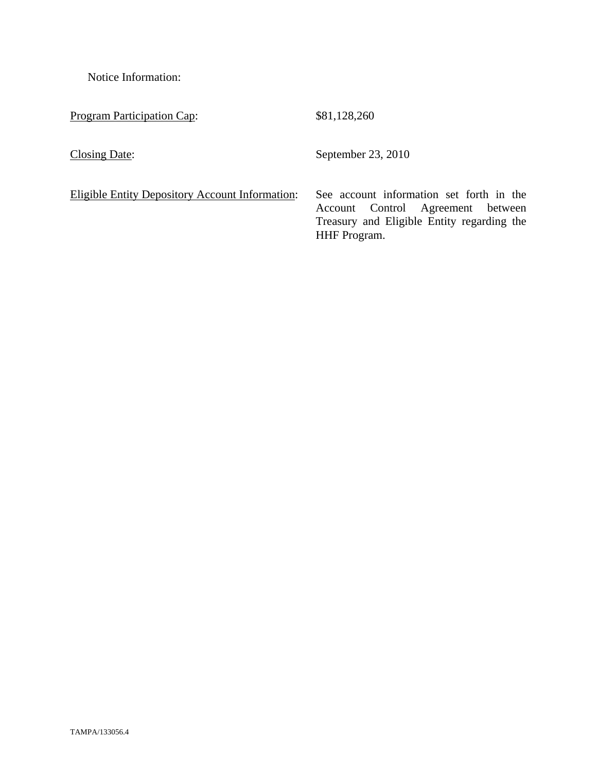Notice Information:

| | |
|---|---|
| Program Participation Cap: | $81,128,260 |
| Closing Date: | September 23, 2010 |
| Eligible Entity Depository Account Information: | See account information set forth in the Account Control Agreement between Treasury and Eligible Entity regarding the HHF Program. |

TAMPA/133056.4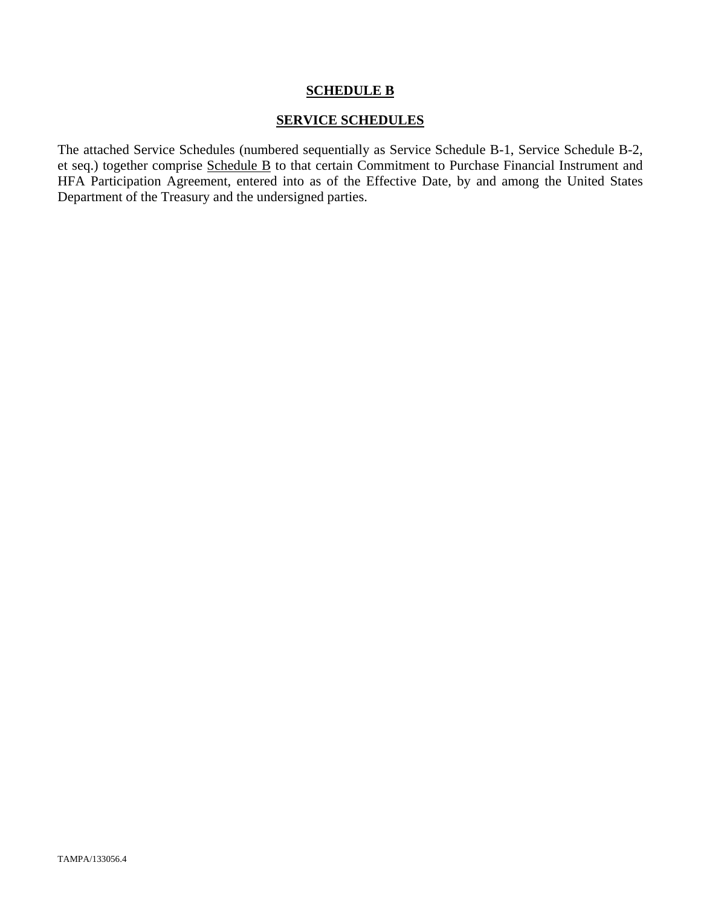# SCHEDULE B

## SERVICE SCHEDULES

The attached Service Schedules (numbered sequentially as Service Schedule B-1, Service Schedule B-2, et seq.) together comprise Schedule B to that certain Commitment to Purchase Financial Instrument and HFA Participation Agreement, entered into as of the Effective Date, by and among the United States Department of the Treasury and the undersigned parties.

TAMPA/133056.4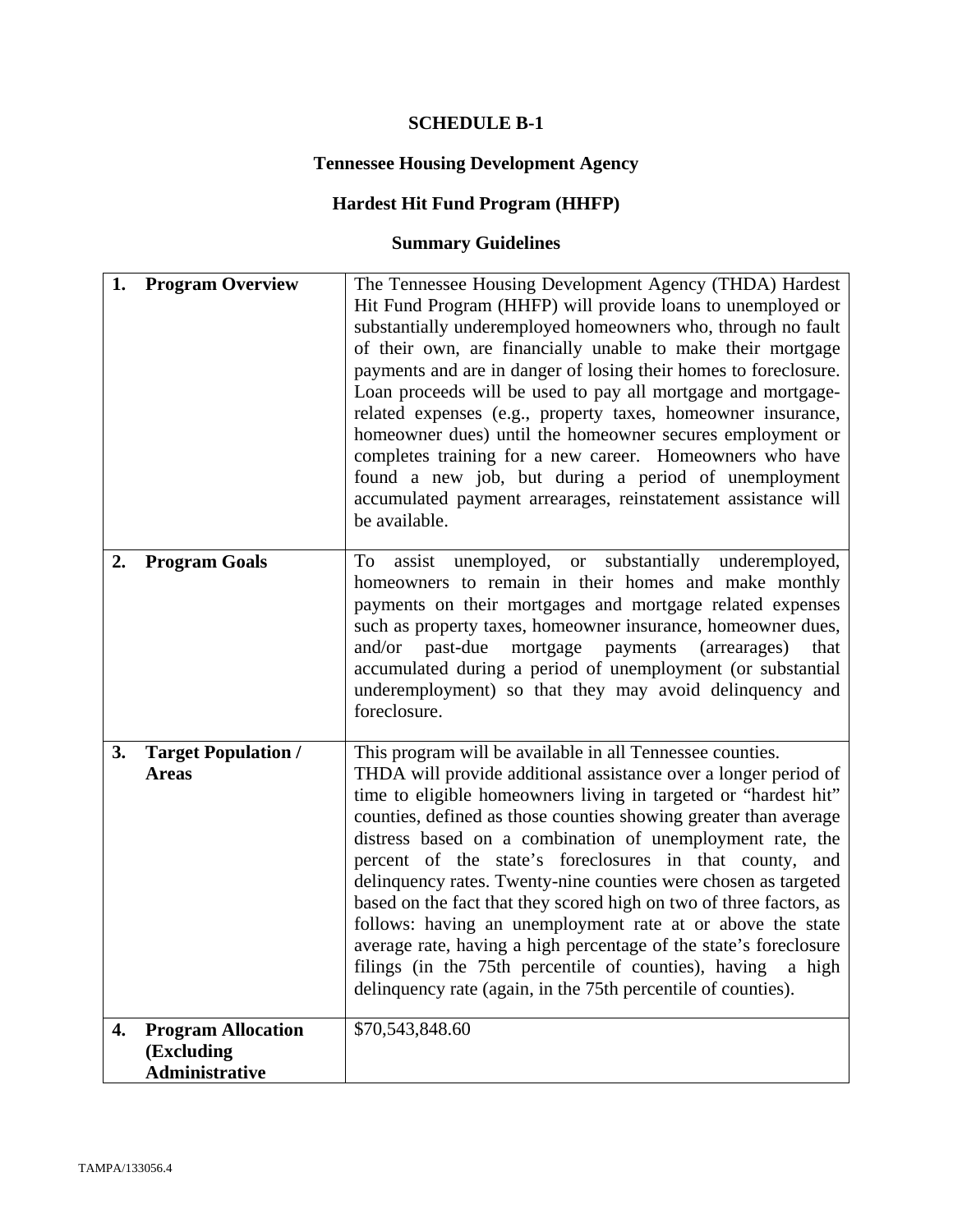# SCHEDULE B-1

## Tennessee Housing Development Agency

## Hardest Hit Fund Program (HHFP)

## Summary Guidelines

| | |
|---|---|
| **1. Program Overview** | The Tennessee Housing Development Agency (THDA) Hardest Hit Fund Program (HHFP) will provide loans to unemployed or substantially underemployed homeowners who, through no fault of their own, are financially unable to make their mortgage payments and are in danger of losing their homes to foreclosure. Loan proceeds will be used to pay all mortgage and mortgage-related expenses (e.g., property taxes, homeowner insurance, homeowner dues) until the homeowner secures employment or completes training for a new career. Homeowners who have found a new job, but during a period of unemployment accumulated payment arrearages, reinstatement assistance will be available. |
| **2. Program Goals** | To assist unemployed, or substantially underemployed, homeowners to remain in their homes and make monthly payments on their mortgages and mortgage related expenses such as property taxes, homeowner insurance, homeowner dues, and/or past-due mortgage payments (arrearages) that accumulated during a period of unemployment (or substantial underemployment) so that they may avoid delinquency and foreclosure. |
| **3. Target Population / Areas** | This program will be available in all Tennessee counties. THDA will provide additional assistance over a longer period of time to eligible homeowners living in targeted or "hardest hit" counties, defined as those counties showing greater than average distress based on a combination of unemployment rate, the percent of the state's foreclosures in that county, and delinquency rates. Twenty-nine counties were chosen as targeted based on the fact that they scored high on two of three factors, as follows: having an unemployment rate at or above the state average rate, having a high percentage of the state's foreclosure filings (in the 75th percentile of counties), having a high delinquency rate (again, in the 75th percentile of counties). |
| **4. Program Allocation (Excluding Administrative** | $70,543,848.60 |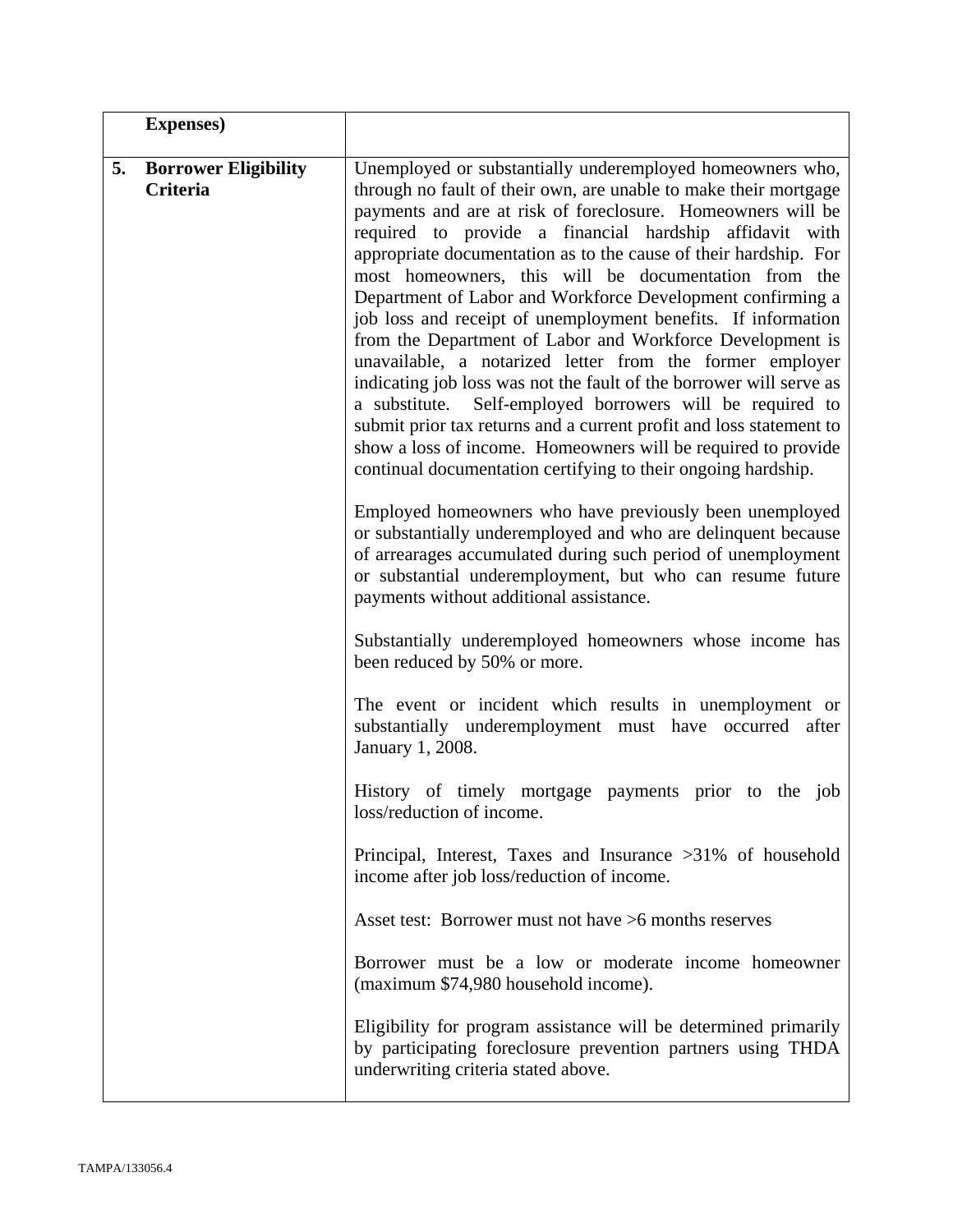| | |
|---|---|
| **Expenses)** | |
| **5. Borrower Eligibility Criteria** | Unemployed or substantially underemployed homeowners who, through no fault of their own, are unable to make their mortgage payments and are at risk of foreclosure. Homeowners will be required to provide a financial hardship affidavit with appropriate documentation as to the cause of their hardship. For most homeowners, this will be documentation from the Department of Labor and Workforce Development confirming a job loss and receipt of unemployment benefits. If information from the Department of Labor and Workforce Development is unavailable, a notarized letter from the former employer indicating job loss was not the fault of the borrower will serve as a substitute. Self-employed borrowers will be required to submit prior tax returns and a current profit and loss statement to show a loss of income. Homeowners will be required to provide continual documentation certifying to their ongoing hardship.<br><br>Employed homeowners who have previously been unemployed or substantially underemployed and who are delinquent because of arrearages accumulated during such period of unemployment or substantial underemployment, but who can resume future payments without additional assistance.<br><br>Substantially underemployed homeowners whose income has been reduced by 50% or more.<br><br>The event or incident which results in unemployment or substantially underemployment must have occurred after January 1, 2008.<br><br>History of timely mortgage payments prior to the job loss/reduction of income.<br><br>Principal, Interest, Taxes and Insurance >31% of household income after job loss/reduction of income.<br><br>Asset test: Borrower must not have >6 months reserves<br><br>Borrower must be a low or moderate income homeowner (maximum $74,980 household income).<br><br>Eligibility for program assistance will be determined primarily by participating foreclosure prevention partners using THDA underwriting criteria stated above. |

TAMPA/133056.4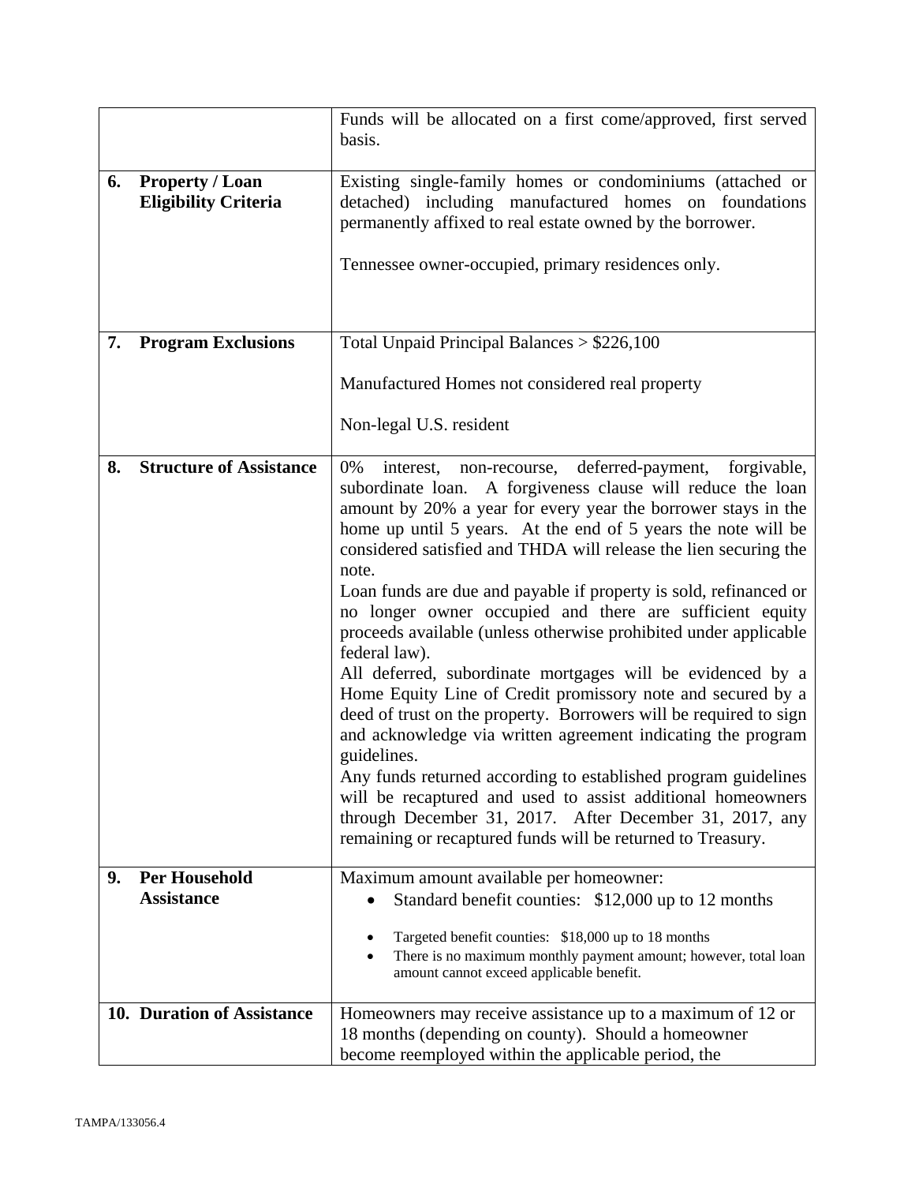| | |
|---|---|
| | Funds will be allocated on a first come/approved, first served basis. |
| **6. Property / Loan Eligibility Criteria** | Existing single-family homes or condominiums (attached or detached) including manufactured homes on foundations permanently affixed to real estate owned by the borrower.<br><br>Tennessee owner-occupied, primary residences only. |
| **7. Program Exclusions** | Total Unpaid Principal Balances > $226,100<br><br>Manufactured Homes not considered real property<br><br>Non-legal U.S. resident |
| **8. Structure of Assistance** | 0% interest, non-recourse, deferred-payment, forgivable, subordinate loan. A forgiveness clause will reduce the loan amount by 20% a year for every year the borrower stays in the home up until 5 years. At the end of 5 years the note will be considered satisfied and THDA will release the lien securing the note.<br>Loan funds are due and payable if property is sold, refinanced or no longer owner occupied and there are sufficient equity proceeds available (unless otherwise prohibited under applicable federal law).<br>All deferred, subordinate mortgages will be evidenced by a Home Equity Line of Credit promissory note and secured by a deed of trust on the property. Borrowers will be required to sign and acknowledge via written agreement indicating the program guidelines.<br>Any funds returned according to established program guidelines will be recaptured and used to assist additional homeowners through December 31, 2017. After December 31, 2017, any remaining or recaptured funds will be returned to Treasury. |
| **9. Per Household Assistance** | Maximum amount available per homeowner:<br>• Standard benefit counties: $12,000 up to 12 months<br>• Targeted benefit counties: $18,000 up to 18 months<br>• There is no maximum monthly payment amount; however, total loan amount cannot exceed applicable benefit. |
| **10. Duration of Assistance** | Homeowners may receive assistance up to a maximum of 12 or 18 months (depending on county). Should a homeowner become reemployed within the applicable period, the |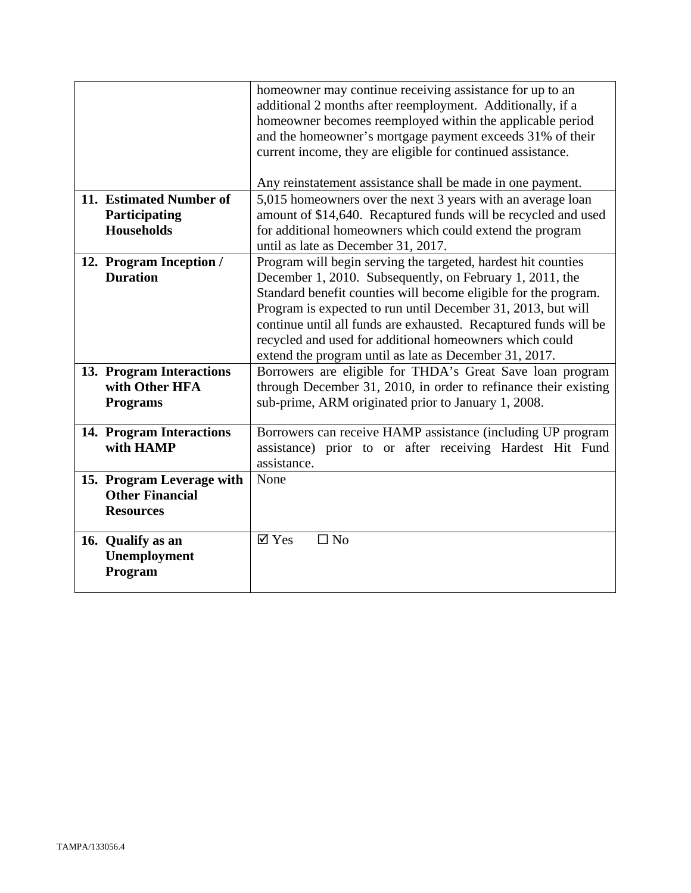| | |
|---|---|
| | homeowner may continue receiving assistance for up to an additional 2 months after reemployment. Additionally, if a homeowner becomes reemployed within the applicable period and the homeowner's mortgage payment exceeds 31% of their current income, they are eligible for continued assistance.<br><br>Any reinstatement assistance shall be made in one payment. |
| **11. Estimated Number of Participating Households** | 5,015 homeowners over the next 3 years with an average loan amount of $14,640. Recaptured funds will be recycled and used for additional homeowners which could extend the program until as late as December 31, 2017. |
| **12. Program Inception / Duration** | Program will begin serving the targeted, hardest hit counties December 1, 2010. Subsequently, on February 1, 2011, the Standard benefit counties will become eligible for the program. Program is expected to run until December 31, 2013, but will continue until all funds are exhausted. Recaptured funds will be recycled and used for additional homeowners which could extend the program until as late as December 31, 2017. |
| **13. Program Interactions with Other HFA Programs** | Borrowers are eligible for THDA's Great Save loan program through December 31, 2010, in order to refinance their existing sub-prime, ARM originated prior to January 1, 2008. |
| **14. Program Interactions with HAMP** | Borrowers can receive HAMP assistance (including UP program assistance) prior to or after receiving Hardest Hit Fund assistance. |
| **15. Program Leverage with Other Financial Resources** | None |
| **16. Qualify as an Unemployment Program** | ☑ Yes ☐ No |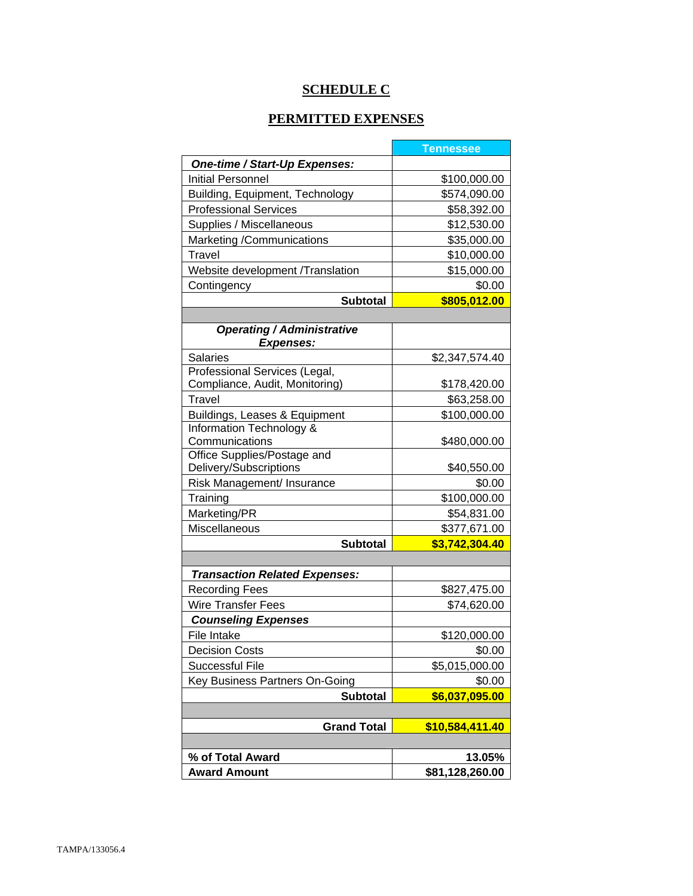# SCHEDULE C

## PERMITTED EXPENSES

| | Tennessee |
|---|---|
| ***One-time / Start-Up Expenses:*** | |
| Initial Personnel | $100,000.00 |
| Building, Equipment, Technology | $574,090.00 |
| Professional Services | $58,392.00 |
| Supplies / Miscellaneous | $12,530.00 |
| Marketing /Communications | $35,000.00 |
| Travel | $10,000.00 |
| Website development /Translation | $15,000.00 |
| Contingency | $0.00 |
| **Subtotal** | **$805,012.00** |
| | |
| ***Operating / Administrative Expenses:*** | |
| Salaries | $2,347,574.40 |
| Professional Services (Legal, Compliance, Audit, Monitoring) | $178,420.00 |
| Travel | $63,258.00 |
| Buildings, Leases & Equipment | $100,000.00 |
| Information Technology & Communications | $480,000.00 |
| Office Supplies/Postage and Delivery/Subscriptions | $40,550.00 |
| Risk Management/ Insurance | $0.00 |
| Training | $100,000.00 |
| Marketing/PR | $54,831.00 |
| Miscellaneous | $377,671.00 |
| **Subtotal** | **$3,742,304.40** |
| | |
| ***Transaction Related Expenses:*** | |
| Recording Fees | $827,475.00 |
| Wire Transfer Fees | $74,620.00 |
| ***Counseling Expenses*** | |
| File Intake | $120,000.00 |
| Decision Costs | $0.00 |
| Successful File | $5,015,000.00 |
| Key Business Partners On-Going | $0.00 |
| **Subtotal** | **$6,037,095.00** |
| | |
| **Grand Total** | **$10,584,411.40** |
| | |
| **% of Total Award** | **13.05%** |
| **Award Amount** | **$81,128,260.00** |

TAMPA/133056.4